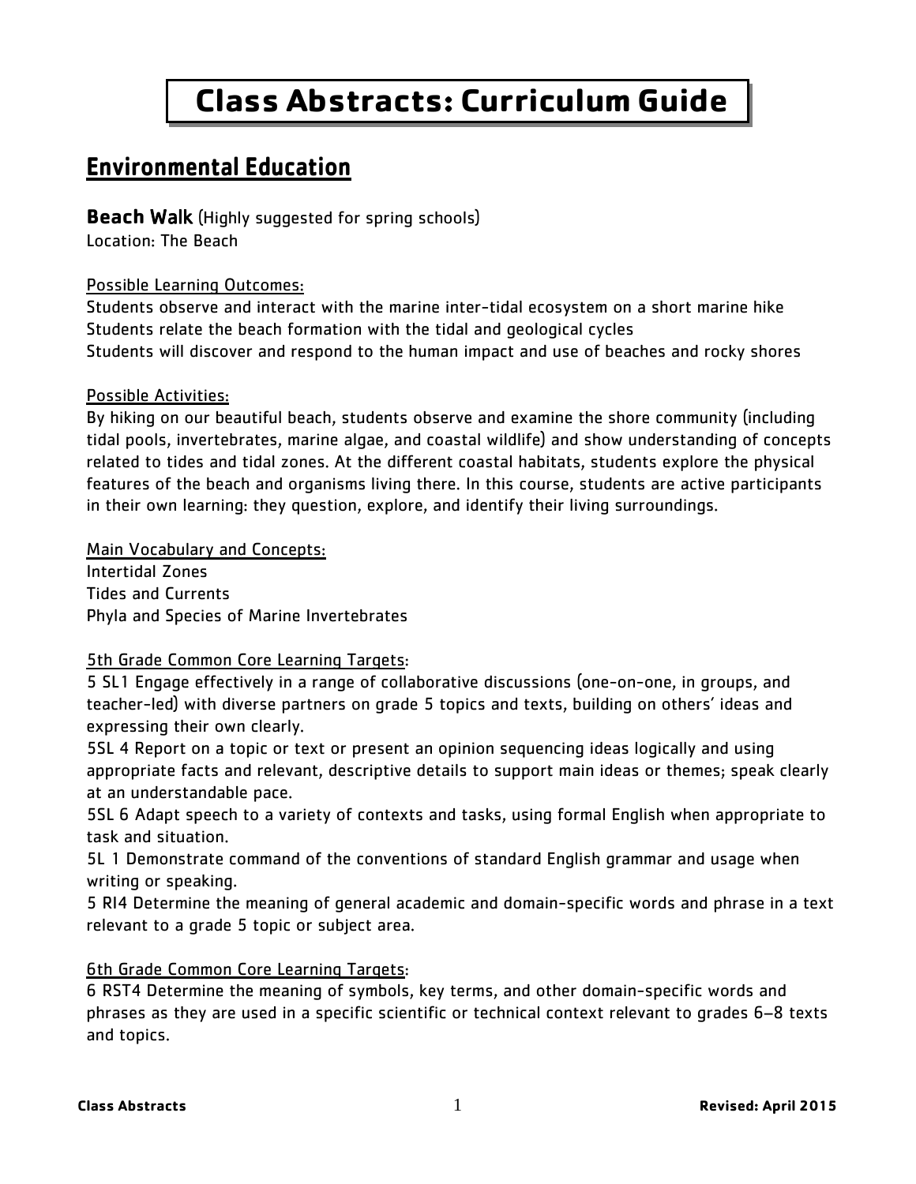# Class Abstracts: Curriculum Guide

## Environmental Education

**Beach Walk** (Highly suggested for spring schools)
Location: The Beach

Possible Learning Outcomes:
Students observe and interact with the marine inter-tidal ecosystem on a short marine hike
Students relate the beach formation with the tidal and geological cycles
Students will discover and respond to the human impact and use of beaches and rocky shores

Possible Activities:
By hiking on our beautiful beach, students observe and examine the shore community (including tidal pools, invertebrates, marine algae, and coastal wildlife) and show understanding of concepts related to tides and tidal zones. At the different coastal habitats, students explore the physical features of the beach and organisms living there. In this course, students are active participants in their own learning: they question, explore, and identify their living surroundings.

Main Vocabulary and Concepts:
Intertidal Zones
Tides and Currents
Phyla and Species of Marine Invertebrates

5th Grade Common Core Learning Targets:
5 SL1 Engage effectively in a range of collaborative discussions (one-on-one, in groups, and teacher-led) with diverse partners on grade 5 topics and texts, building on others' ideas and expressing their own clearly.
5SL 4 Report on a topic or text or present an opinion sequencing ideas logically and using appropriate facts and relevant, descriptive details to support main ideas or themes; speak clearly at an understandable pace.
5SL 6 Adapt speech to a variety of contexts and tasks, using formal English when appropriate to task and situation.
5L 1 Demonstrate command of the conventions of standard English grammar and usage when writing or speaking.
5 RI4 Determine the meaning of general academic and domain-specific words and phrase in a text relevant to a grade 5 topic or subject area.

6th Grade Common Core Learning Targets:
6 RST4 Determine the meaning of symbols, key terms, and other domain-specific words and phrases as they are used in a specific scientific or technical context relevant to grades 6–8 texts and topics.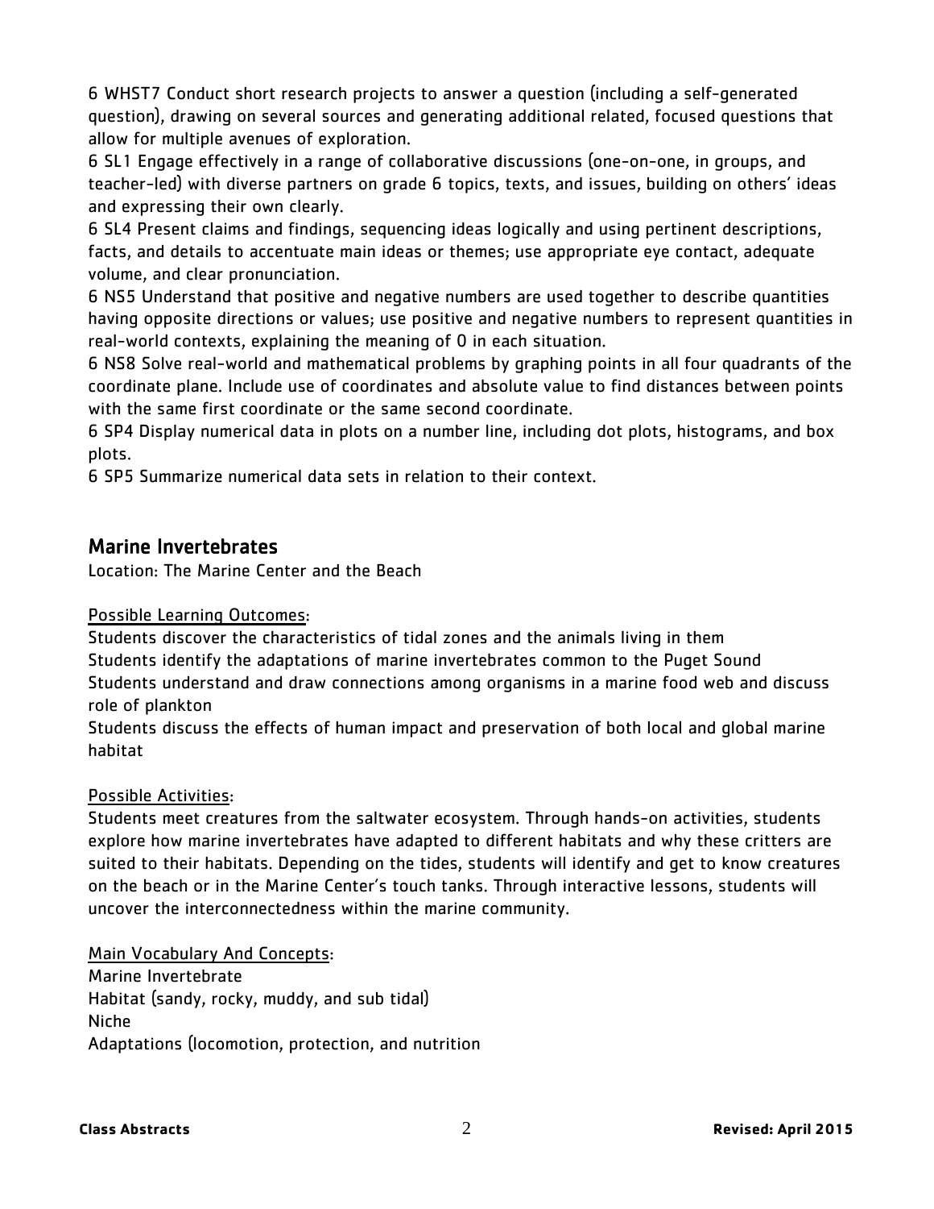6 WHST7 Conduct short research projects to answer a question (including a self-generated question), drawing on several sources and generating additional related, focused questions that allow for multiple avenues of exploration.
6 SL1 Engage effectively in a range of collaborative discussions (one-on-one, in groups, and teacher-led) with diverse partners on grade 6 topics, texts, and issues, building on others' ideas and expressing their own clearly.
6 SL4 Present claims and findings, sequencing ideas logically and using pertinent descriptions, facts, and details to accentuate main ideas or themes; use appropriate eye contact, adequate volume, and clear pronunciation.
6 NS5 Understand that positive and negative numbers are used together to describe quantities having opposite directions or values; use positive and negative numbers to represent quantities in real-world contexts, explaining the meaning of 0 in each situation.
6 NS8 Solve real-world and mathematical problems by graphing points in all four quadrants of the coordinate plane. Include use of coordinates and absolute value to find distances between points with the same first coordinate or the same second coordinate.
6 SP4 Display numerical data in plots on a number line, including dot plots, histograms, and box plots.
6 SP5 Summarize numerical data sets in relation to their context.

## Marine Invertebrates

Location: The Marine Center and the Beach

Possible Learning Outcomes:

Students discover the characteristics of tidal zones and the animals living in them
Students identify the adaptations of marine invertebrates common to the Puget Sound
Students understand and draw connections among organisms in a marine food web and discuss role of plankton
Students discuss the effects of human impact and preservation of both local and global marine habitat

Possible Activities:

Students meet creatures from the saltwater ecosystem. Through hands-on activities, students explore how marine invertebrates have adapted to different habitats and why these critters are suited to their habitats. Depending on the tides, students will identify and get to know creatures on the beach or in the Marine Center's touch tanks. Through interactive lessons, students will uncover the interconnectedness within the marine community.

Main Vocabulary And Concepts:

Marine Invertebrate
Habitat (sandy, rocky, muddy, and sub tidal)
Niche
Adaptations (locomotion, protection, and nutrition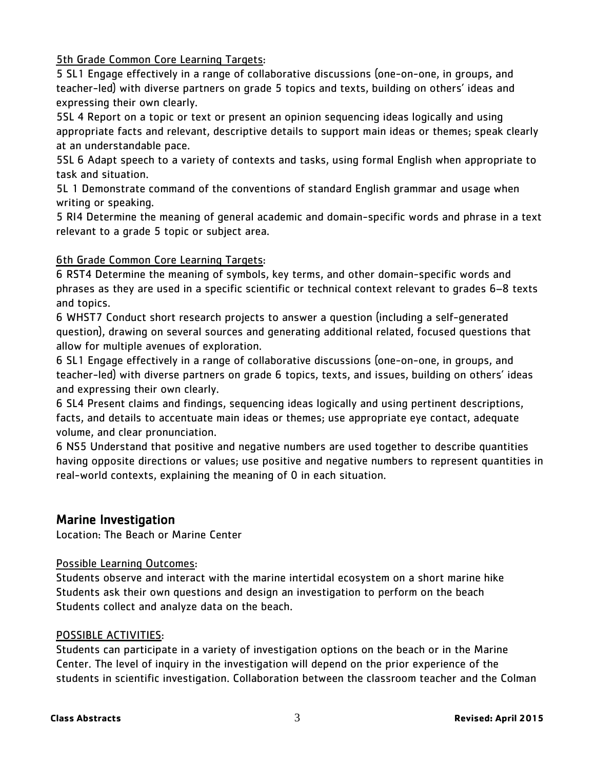<u>5th Grade Common Core Learning Targets</u>:

5 SL1 Engage effectively in a range of collaborative discussions (one-on-one, in groups, and teacher-led) with diverse partners on grade 5 topics and texts, building on others' ideas and expressing their own clearly.

5SL 4 Report on a topic or text or present an opinion sequencing ideas logically and using appropriate facts and relevant, descriptive details to support main ideas or themes; speak clearly at an understandable pace.

5SL 6 Adapt speech to a variety of contexts and tasks, using formal English when appropriate to task and situation.

5L 1 Demonstrate command of the conventions of standard English grammar and usage when writing or speaking.

5 RI4 Determine the meaning of general academic and domain-specific words and phrase in a text relevant to a grade 5 topic or subject area.

<u>6th Grade Common Core Learning Targets</u>:

6 RST4 Determine the meaning of symbols, key terms, and other domain-specific words and phrases as they are used in a specific scientific or technical context relevant to grades 6–8 texts and topics.

6 WHST7 Conduct short research projects to answer a question (including a self-generated question), drawing on several sources and generating additional related, focused questions that allow for multiple avenues of exploration.

6 SL1 Engage effectively in a range of collaborative discussions (one-on-one, in groups, and teacher-led) with diverse partners on grade 6 topics, texts, and issues, building on others' ideas and expressing their own clearly.

6 SL4 Present claims and findings, sequencing ideas logically and using pertinent descriptions, facts, and details to accentuate main ideas or themes; use appropriate eye contact, adequate volume, and clear pronunciation.

6 NS5 Understand that positive and negative numbers are used together to describe quantities having opposite directions or values; use positive and negative numbers to represent quantities in real-world contexts, explaining the meaning of 0 in each situation.

## Marine Investigation

Location: The Beach or Marine Center

<u>Possible Learning Outcomes</u>:

Students observe and interact with the marine intertidal ecosystem on a short marine hike
Students ask their own questions and design an investigation to perform on the beach
Students collect and analyze data on the beach.

<u>POSSIBLE ACTIVITIES</u>:

Students can participate in a variety of investigation options on the beach or in the Marine Center. The level of inquiry in the investigation will depend on the prior experience of the students in scientific investigation. Collaboration between the classroom teacher and the Colman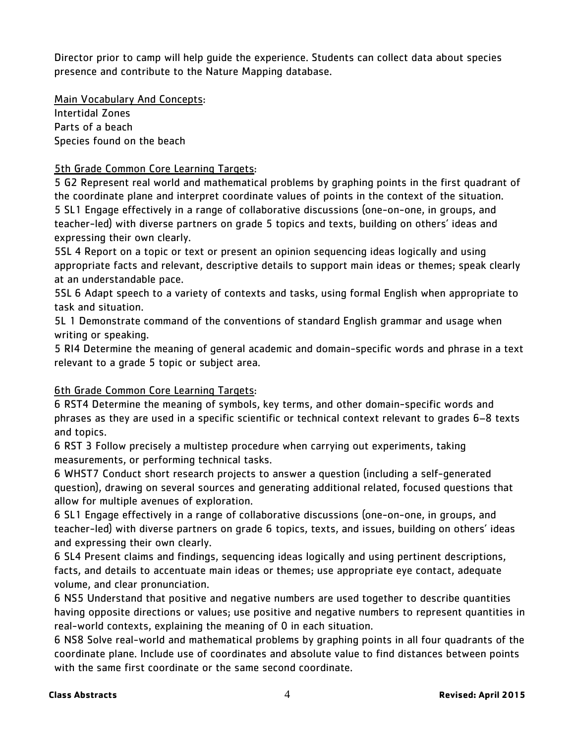Director prior to camp will help guide the experience. Students can collect data about species presence and contribute to the Nature Mapping database.

<u>Main Vocabulary And Concepts</u>:
Intertidal Zones
Parts of a beach
Species found on the beach

<u>5th Grade Common Core Learning Targets</u>:
5 G2 Represent real world and mathematical problems by graphing points in the first quadrant of the coordinate plane and interpret coordinate values of points in the context of the situation.
5 SL1 Engage effectively in a range of collaborative discussions (one-on-one, in groups, and teacher-led) with diverse partners on grade 5 topics and texts, building on others' ideas and expressing their own clearly.
5SL 4 Report on a topic or text or present an opinion sequencing ideas logically and using appropriate facts and relevant, descriptive details to support main ideas or themes; speak clearly at an understandable pace.
5SL 6 Adapt speech to a variety of contexts and tasks, using formal English when appropriate to task and situation.
5L 1 Demonstrate command of the conventions of standard English grammar and usage when writing or speaking.
5 RI4 Determine the meaning of general academic and domain-specific words and phrase in a text relevant to a grade 5 topic or subject area.

<u>6th Grade Common Core Learning Targets</u>:
6 RST4 Determine the meaning of symbols, key terms, and other domain-specific words and phrases as they are used in a specific scientific or technical context relevant to grades 6–8 texts and topics.
6 RST 3 Follow precisely a multistep procedure when carrying out experiments, taking measurements, or performing technical tasks.
6 WHST7 Conduct short research projects to answer a question (including a self-generated question), drawing on several sources and generating additional related, focused questions that allow for multiple avenues of exploration.
6 SL1 Engage effectively in a range of collaborative discussions (one-on-one, in groups, and teacher-led) with diverse partners on grade 6 topics, texts, and issues, building on others' ideas and expressing their own clearly.
6 SL4 Present claims and findings, sequencing ideas logically and using pertinent descriptions, facts, and details to accentuate main ideas or themes; use appropriate eye contact, adequate volume, and clear pronunciation.
6 NS5 Understand that positive and negative numbers are used together to describe quantities having opposite directions or values; use positive and negative numbers to represent quantities in real-world contexts, explaining the meaning of 0 in each situation.
6 NS8 Solve real-world and mathematical problems by graphing points in all four quadrants of the coordinate plane. Include use of coordinates and absolute value to find distances between points with the same first coordinate or the same second coordinate.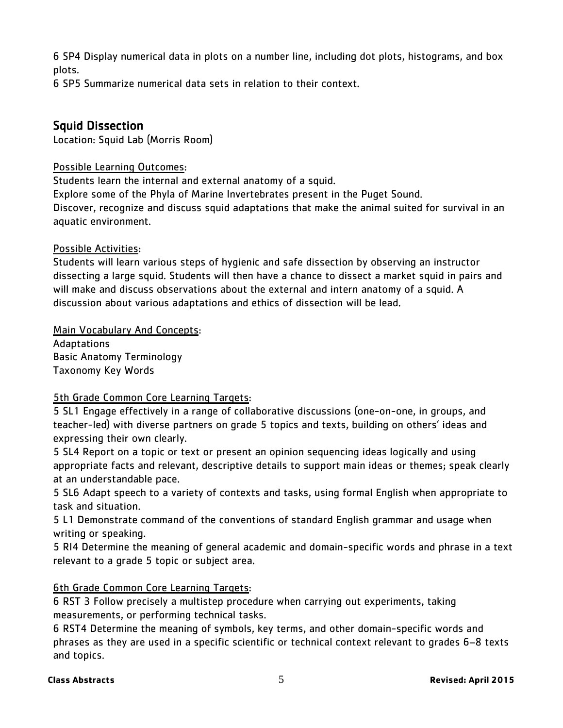6 SP4 Display numerical data in plots on a number line, including dot plots, histograms, and box plots.
6 SP5 Summarize numerical data sets in relation to their context.

## Squid Dissection

Location: Squid Lab (Morris Room)

Possible Learning Outcomes:
Students learn the internal and external anatomy of a squid.
Explore some of the Phyla of Marine Invertebrates present in the Puget Sound.
Discover, recognize and discuss squid adaptations that make the animal suited for survival in an aquatic environment.

Possible Activities:
Students will learn various steps of hygienic and safe dissection by observing an instructor dissecting a large squid. Students will then have a chance to dissect a market squid in pairs and will make and discuss observations about the external and intern anatomy of a squid. A discussion about various adaptations and ethics of dissection will be lead.

Main Vocabulary And Concepts:
Adaptations
Basic Anatomy Terminology
Taxonomy Key Words

5th Grade Common Core Learning Targets:
5 SL1 Engage effectively in a range of collaborative discussions (one-on-one, in groups, and teacher-led) with diverse partners on grade 5 topics and texts, building on others' ideas and expressing their own clearly.
5 SL4 Report on a topic or text or present an opinion sequencing ideas logically and using appropriate facts and relevant, descriptive details to support main ideas or themes; speak clearly at an understandable pace.
5 SL6 Adapt speech to a variety of contexts and tasks, using formal English when appropriate to task and situation.
5 L1 Demonstrate command of the conventions of standard English grammar and usage when writing or speaking.
5 RI4 Determine the meaning of general academic and domain-specific words and phrase in a text relevant to a grade 5 topic or subject area.

6th Grade Common Core Learning Targets:
6 RST 3 Follow precisely a multistep procedure when carrying out experiments, taking measurements, or performing technical tasks.
6 RST4 Determine the meaning of symbols, key terms, and other domain-specific words and phrases as they are used in a specific scientific or technical context relevant to grades 6–8 texts and topics.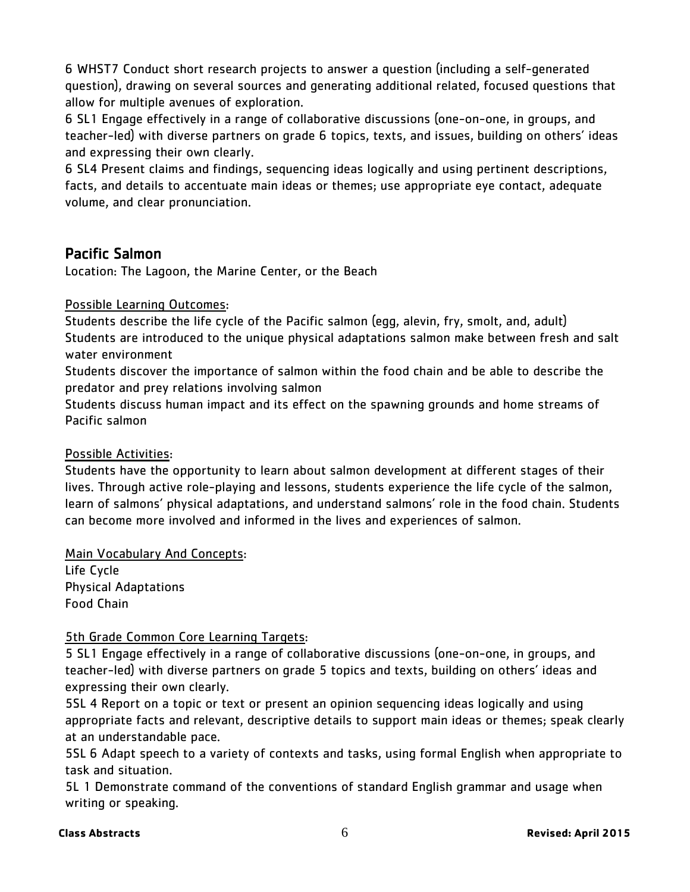6 WHST7 Conduct short research projects to answer a question (including a self-generated question), drawing on several sources and generating additional related, focused questions that allow for multiple avenues of exploration.
6 SL1 Engage effectively in a range of collaborative discussions (one-on-one, in groups, and teacher-led) with diverse partners on grade 6 topics, texts, and issues, building on others' ideas and expressing their own clearly.
6 SL4 Present claims and findings, sequencing ideas logically and using pertinent descriptions, facts, and details to accentuate main ideas or themes; use appropriate eye contact, adequate volume, and clear pronunciation.

## Pacific Salmon

Location: The Lagoon, the Marine Center, or the Beach

Possible Learning Outcomes:
Students describe the life cycle of the Pacific salmon (egg, alevin, fry, smolt, and, adult)
Students are introduced to the unique physical adaptations salmon make between fresh and salt water environment
Students discover the importance of salmon within the food chain and be able to describe the predator and prey relations involving salmon
Students discuss human impact and its effect on the spawning grounds and home streams of Pacific salmon

Possible Activities:
Students have the opportunity to learn about salmon development at different stages of their lives. Through active role-playing and lessons, students experience the life cycle of the salmon, learn of salmons' physical adaptations, and understand salmons' role in the food chain. Students can become more involved and informed in the lives and experiences of salmon.

Main Vocabulary And Concepts:
Life Cycle
Physical Adaptations
Food Chain

5th Grade Common Core Learning Targets:
5 SL1 Engage effectively in a range of collaborative discussions (one-on-one, in groups, and teacher-led) with diverse partners on grade 5 topics and texts, building on others' ideas and expressing their own clearly.
5SL 4 Report on a topic or text or present an opinion sequencing ideas logically and using appropriate facts and relevant, descriptive details to support main ideas or themes; speak clearly at an understandable pace.
5SL 6 Adapt speech to a variety of contexts and tasks, using formal English when appropriate to task and situation.
5L 1 Demonstrate command of the conventions of standard English grammar and usage when writing or speaking.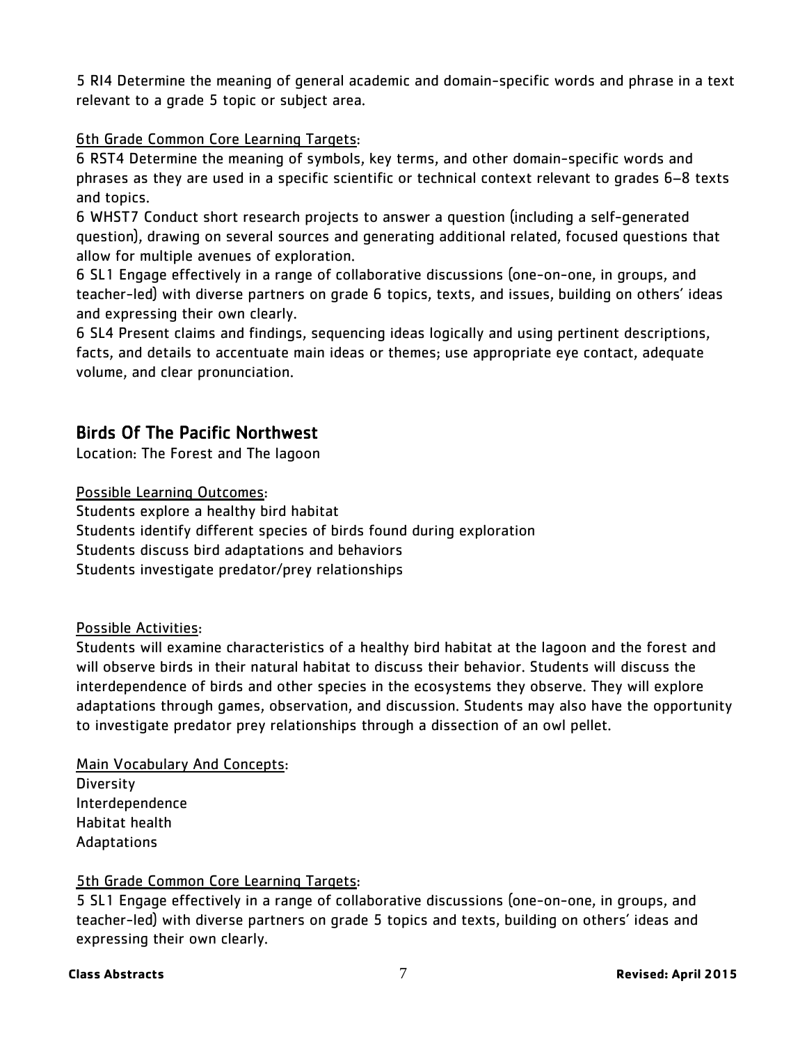5 RI4 Determine the meaning of general academic and domain-specific words and phrase in a text relevant to a grade 5 topic or subject area.

<u>6th Grade Common Core Learning Targets</u>:
6 RST4 Determine the meaning of symbols, key terms, and other domain-specific words and phrases as they are used in a specific scientific or technical context relevant to grades 6–8 texts and topics.
6 WHST7 Conduct short research projects to answer a question (including a self-generated question), drawing on several sources and generating additional related, focused questions that allow for multiple avenues of exploration.
6 SL1 Engage effectively in a range of collaborative discussions (one-on-one, in groups, and teacher-led) with diverse partners on grade 6 topics, texts, and issues, building on others' ideas and expressing their own clearly.
6 SL4 Present claims and findings, sequencing ideas logically and using pertinent descriptions, facts, and details to accentuate main ideas or themes; use appropriate eye contact, adequate volume, and clear pronunciation.

## Birds Of The Pacific Northwest

Location: The Forest and The lagoon

<u>Possible Learning Outcomes</u>:
Students explore a healthy bird habitat
Students identify different species of birds found during exploration
Students discuss bird adaptations and behaviors
Students investigate predator/prey relationships

<u>Possible Activities</u>:
Students will examine characteristics of a healthy bird habitat at the lagoon and the forest and will observe birds in their natural habitat to discuss their behavior. Students will discuss the interdependence of birds and other species in the ecosystems they observe. They will explore adaptations through games, observation, and discussion. Students may also have the opportunity to investigate predator prey relationships through a dissection of an owl pellet.

<u>Main Vocabulary And Concepts</u>:
Diversity
Interdependence
Habitat health
Adaptations

<u>5th Grade Common Core Learning Targets</u>:
5 SL1 Engage effectively in a range of collaborative discussions (one-on-one, in groups, and teacher-led) with diverse partners on grade 5 topics and texts, building on others' ideas and expressing their own clearly.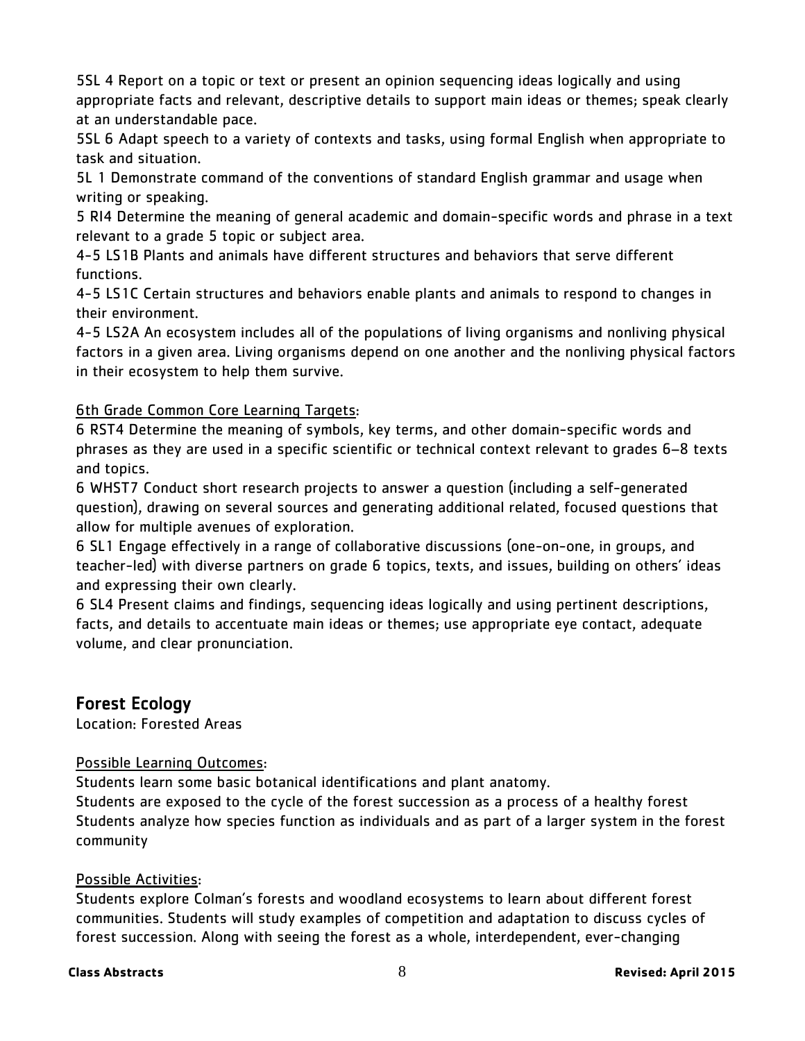5SL 4 Report on a topic or text or present an opinion sequencing ideas logically and using appropriate facts and relevant, descriptive details to support main ideas or themes; speak clearly at an understandable pace.

5SL 6 Adapt speech to a variety of contexts and tasks, using formal English when appropriate to task and situation.

5L 1 Demonstrate command of the conventions of standard English grammar and usage when writing or speaking.

5 RI4 Determine the meaning of general academic and domain-specific words and phrase in a text relevant to a grade 5 topic or subject area.

4-5 LS1B Plants and animals have different structures and behaviors that serve different functions.

4-5 LS1C Certain structures and behaviors enable plants and animals to respond to changes in their environment.

4-5 LS2A An ecosystem includes all of the populations of living organisms and nonliving physical factors in a given area. Living organisms depend on one another and the nonliving physical factors in their ecosystem to help them survive.

6th Grade Common Core Learning Targets:

6 RST4 Determine the meaning of symbols, key terms, and other domain-specific words and phrases as they are used in a specific scientific or technical context relevant to grades 6–8 texts and topics.

6 WHST7 Conduct short research projects to answer a question (including a self-generated question), drawing on several sources and generating additional related, focused questions that allow for multiple avenues of exploration.

6 SL1 Engage effectively in a range of collaborative discussions (one-on-one, in groups, and teacher-led) with diverse partners on grade 6 topics, texts, and issues, building on others' ideas and expressing their own clearly.

6 SL4 Present claims and findings, sequencing ideas logically and using pertinent descriptions, facts, and details to accentuate main ideas or themes; use appropriate eye contact, adequate volume, and clear pronunciation.

## Forest Ecology

Location: Forested Areas

Possible Learning Outcomes:

Students learn some basic botanical identifications and plant anatomy.

Students are exposed to the cycle of the forest succession as a process of a healthy forest

Students analyze how species function as individuals and as part of a larger system in the forest community

Possible Activities:

Students explore Colman's forests and woodland ecosystems to learn about different forest communities. Students will study examples of competition and adaptation to discuss cycles of forest succession. Along with seeing the forest as a whole, interdependent, ever-changing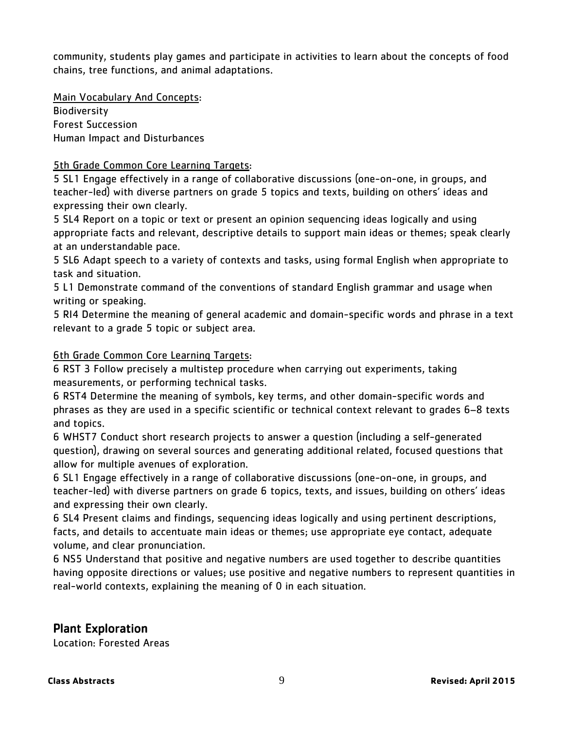community, students play games and participate in activities to learn about the concepts of food chains, tree functions, and animal adaptations.

Main Vocabulary And Concepts:
Biodiversity
Forest Succession
Human Impact and Disturbances

5th Grade Common Core Learning Targets:
5 SL1 Engage effectively in a range of collaborative discussions (one-on-one, in groups, and teacher-led) with diverse partners on grade 5 topics and texts, building on others' ideas and expressing their own clearly.
5 SL4 Report on a topic or text or present an opinion sequencing ideas logically and using appropriate facts and relevant, descriptive details to support main ideas or themes; speak clearly at an understandable pace.
5 SL6 Adapt speech to a variety of contexts and tasks, using formal English when appropriate to task and situation.
5 L1 Demonstrate command of the conventions of standard English grammar and usage when writing or speaking.
5 RI4 Determine the meaning of general academic and domain-specific words and phrase in a text relevant to a grade 5 topic or subject area.

6th Grade Common Core Learning Targets:
6 RST 3 Follow precisely a multistep procedure when carrying out experiments, taking measurements, or performing technical tasks.
6 RST4 Determine the meaning of symbols, key terms, and other domain-specific words and phrases as they are used in a specific scientific or technical context relevant to grades 6–8 texts and topics.
6 WHST7 Conduct short research projects to answer a question (including a self-generated question), drawing on several sources and generating additional related, focused questions that allow for multiple avenues of exploration.
6 SL1 Engage effectively in a range of collaborative discussions (one-on-one, in groups, and teacher-led) with diverse partners on grade 6 topics, texts, and issues, building on others' ideas and expressing their own clearly.
6 SL4 Present claims and findings, sequencing ideas logically and using pertinent descriptions, facts, and details to accentuate main ideas or themes; use appropriate eye contact, adequate volume, and clear pronunciation.
6 NS5 Understand that positive and negative numbers are used together to describe quantities having opposite directions or values; use positive and negative numbers to represent quantities in real-world contexts, explaining the meaning of 0 in each situation.

## Plant Exploration

Location: Forested Areas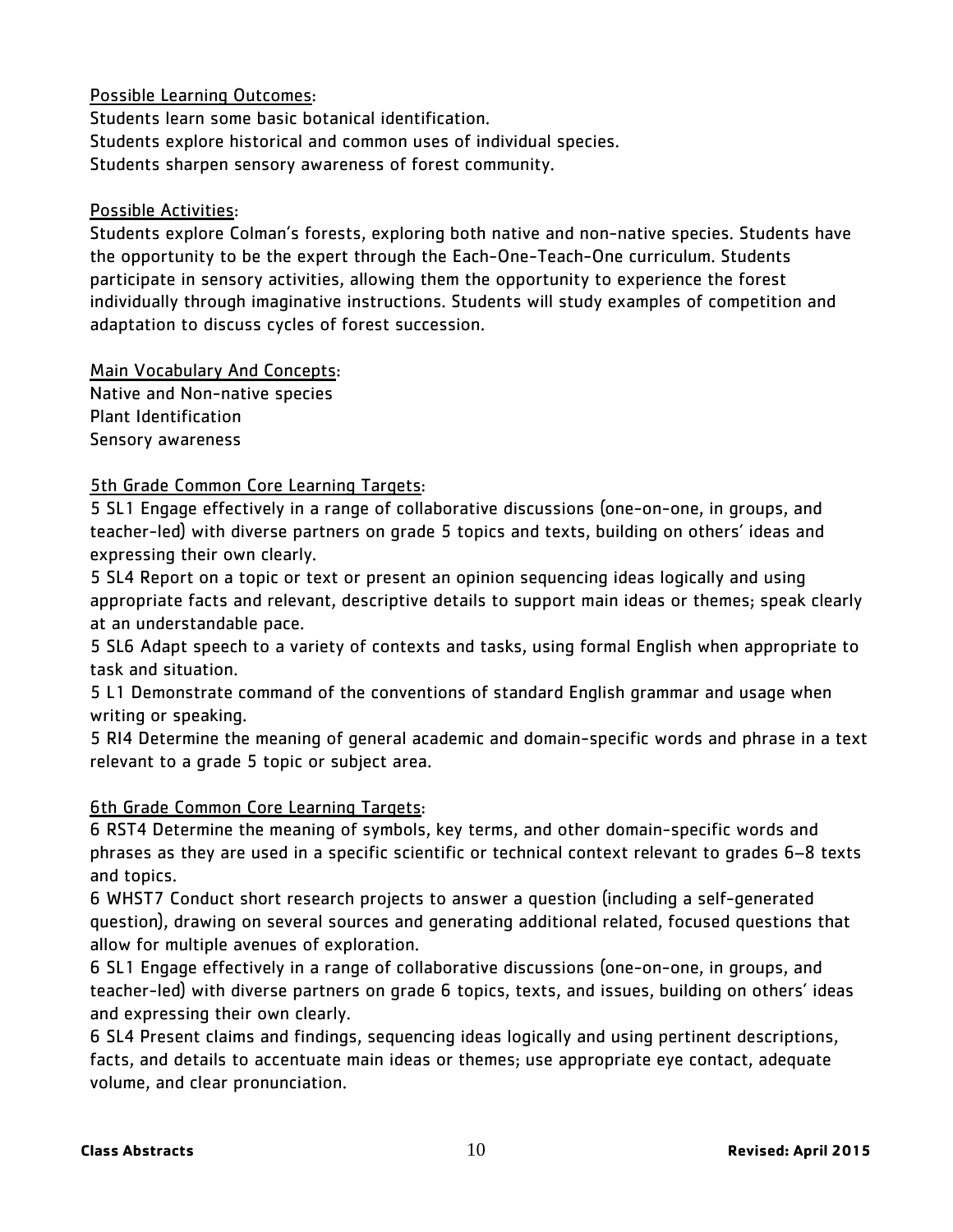Possible Learning Outcomes:

Students learn some basic botanical identification.
Students explore historical and common uses of individual species.
Students sharpen sensory awareness of forest community.

Possible Activities:

Students explore Colman's forests, exploring both native and non-native species. Students have the opportunity to be the expert through the Each-One-Teach-One curriculum. Students participate in sensory activities, allowing them the opportunity to experience the forest individually through imaginative instructions. Students will study examples of competition and adaptation to discuss cycles of forest succession.

Main Vocabulary And Concepts:

Native and Non-native species
Plant Identification
Sensory awareness

5th Grade Common Core Learning Targets:

5 SL1 Engage effectively in a range of collaborative discussions (one-on-one, in groups, and teacher-led) with diverse partners on grade 5 topics and texts, building on others' ideas and expressing their own clearly.
5 SL4 Report on a topic or text or present an opinion sequencing ideas logically and using appropriate facts and relevant, descriptive details to support main ideas or themes; speak clearly at an understandable pace.
5 SL6 Adapt speech to a variety of contexts and tasks, using formal English when appropriate to task and situation.
5 L1 Demonstrate command of the conventions of standard English grammar and usage when writing or speaking.
5 RI4 Determine the meaning of general academic and domain-specific words and phrase in a text relevant to a grade 5 topic or subject area.

6th Grade Common Core Learning Targets:

6 RST4 Determine the meaning of symbols, key terms, and other domain-specific words and phrases as they are used in a specific scientific or technical context relevant to grades 6–8 texts and topics.
6 WHST7 Conduct short research projects to answer a question (including a self-generated question), drawing on several sources and generating additional related, focused questions that allow for multiple avenues of exploration.
6 SL1 Engage effectively in a range of collaborative discussions (one-on-one, in groups, and teacher-led) with diverse partners on grade 6 topics, texts, and issues, building on others' ideas and expressing their own clearly.
6 SL4 Present claims and findings, sequencing ideas logically and using pertinent descriptions, facts, and details to accentuate main ideas or themes; use appropriate eye contact, adequate volume, and clear pronunciation.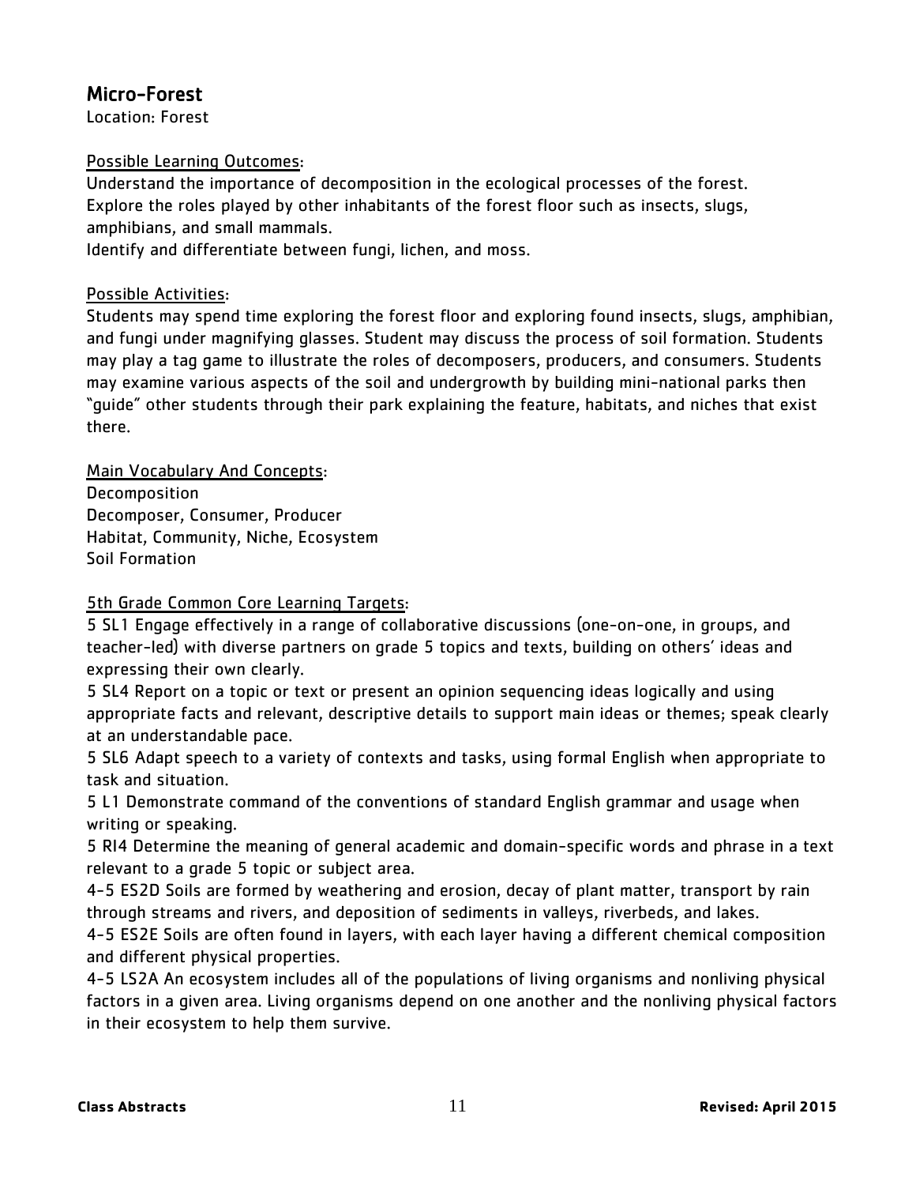## Micro-Forest

Location: Forest

Possible Learning Outcomes:

Understand the importance of decomposition in the ecological processes of the forest.
Explore the roles played by other inhabitants of the forest floor such as insects, slugs, amphibians, and small mammals.
Identify and differentiate between fungi, lichen, and moss.

Possible Activities:

Students may spend time exploring the forest floor and exploring found insects, slugs, amphibian, and fungi under magnifying glasses. Student may discuss the process of soil formation. Students may play a tag game to illustrate the roles of decomposers, producers, and consumers. Students may examine various aspects of the soil and undergrowth by building mini-national parks then "guide" other students through their park explaining the feature, habitats, and niches that exist there.

Main Vocabulary And Concepts:

Decomposition
Decomposer, Consumer, Producer
Habitat, Community, Niche, Ecosystem
Soil Formation

5th Grade Common Core Learning Targets:

5 SL1 Engage effectively in a range of collaborative discussions (one-on-one, in groups, and teacher-led) with diverse partners on grade 5 topics and texts, building on others' ideas and expressing their own clearly.
5 SL4 Report on a topic or text or present an opinion sequencing ideas logically and using appropriate facts and relevant, descriptive details to support main ideas or themes; speak clearly at an understandable pace.
5 SL6 Adapt speech to a variety of contexts and tasks, using formal English when appropriate to task and situation.
5 L1 Demonstrate command of the conventions of standard English grammar and usage when writing or speaking.
5 RI4 Determine the meaning of general academic and domain-specific words and phrase in a text relevant to a grade 5 topic or subject area.
4-5 ES2D Soils are formed by weathering and erosion, decay of plant matter, transport by rain through streams and rivers, and deposition of sediments in valleys, riverbeds, and lakes.
4-5 ES2E Soils are often found in layers, with each layer having a different chemical composition and different physical properties.
4-5 LS2A An ecosystem includes all of the populations of living organisms and nonliving physical factors in a given area. Living organisms depend on one another and the nonliving physical factors in their ecosystem to help them survive.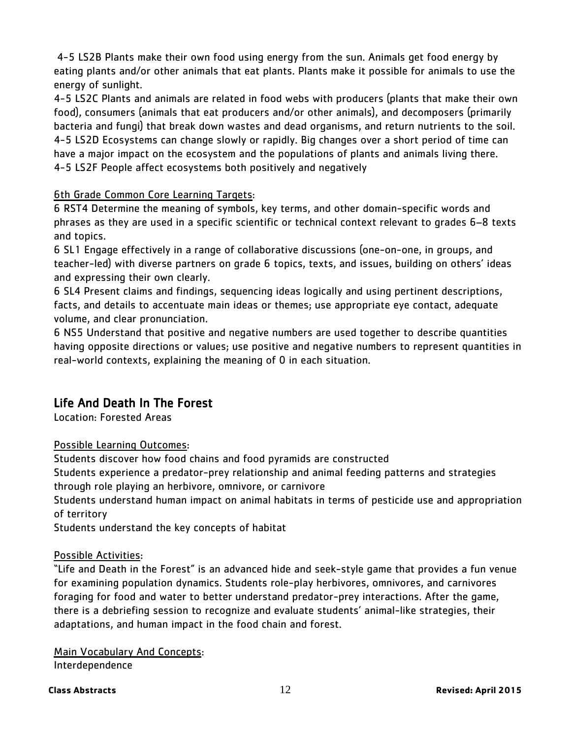4-5 LS2B Plants make their own food using energy from the sun. Animals get food energy by eating plants and/or other animals that eat plants. Plants make it possible for animals to use the energy of sunlight.
4-5 LS2C Plants and animals are related in food webs with producers (plants that make their own food), consumers (animals that eat producers and/or other animals), and decomposers (primarily bacteria and fungi) that break down wastes and dead organisms, and return nutrients to the soil.
4-5 LS2D Ecosystems can change slowly or rapidly. Big changes over a short period of time can have a major impact on the ecosystem and the populations of plants and animals living there.
4-5 LS2F People affect ecosystems both positively and negatively

6th Grade Common Core Learning Targets:
6 RST4 Determine the meaning of symbols, key terms, and other domain-specific words and phrases as they are used in a specific scientific or technical context relevant to grades 6–8 texts and topics.
6 SL1 Engage effectively in a range of collaborative discussions (one-on-one, in groups, and teacher-led) with diverse partners on grade 6 topics, texts, and issues, building on others' ideas and expressing their own clearly.
6 SL4 Present claims and findings, sequencing ideas logically and using pertinent descriptions, facts, and details to accentuate main ideas or themes; use appropriate eye contact, adequate volume, and clear pronunciation.
6 NS5 Understand that positive and negative numbers are used together to describe quantities having opposite directions or values; use positive and negative numbers to represent quantities in real-world contexts, explaining the meaning of 0 in each situation.

## Life And Death In The Forest

Location: Forested Areas

Possible Learning Outcomes:
Students discover how food chains and food pyramids are constructed
Students experience a predator-prey relationship and animal feeding patterns and strategies through role playing an herbivore, omnivore, or carnivore
Students understand human impact on animal habitats in terms of pesticide use and appropriation of territory
Students understand the key concepts of habitat

Possible Activities:
"Life and Death in the Forest" is an advanced hide and seek-style game that provides a fun venue for examining population dynamics. Students role-play herbivores, omnivores, and carnivores foraging for food and water to better understand predator-prey interactions. After the game, there is a debriefing session to recognize and evaluate students' animal-like strategies, their adaptations, and human impact in the food chain and forest.

Main Vocabulary And Concepts:
Interdependence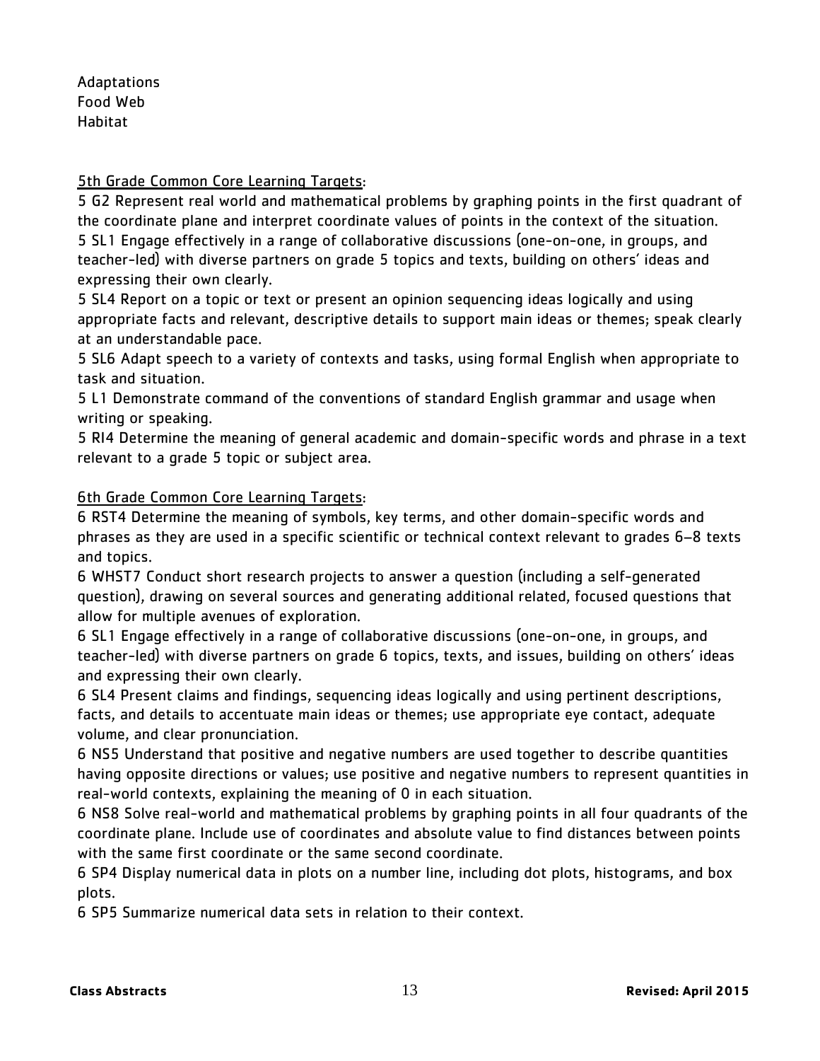Adaptations
Food Web
Habitat

<u>5th Grade Common Core Learning Targets</u>:

5 G2 Represent real world and mathematical problems by graphing points in the first quadrant of the coordinate plane and interpret coordinate values of points in the context of the situation.
5 SL1 Engage effectively in a range of collaborative discussions (one-on-one, in groups, and teacher-led) with diverse partners on grade 5 topics and texts, building on others' ideas and expressing their own clearly.
5 SL4 Report on a topic or text or present an opinion sequencing ideas logically and using appropriate facts and relevant, descriptive details to support main ideas or themes; speak clearly at an understandable pace.
5 SL6 Adapt speech to a variety of contexts and tasks, using formal English when appropriate to task and situation.
5 L1 Demonstrate command of the conventions of standard English grammar and usage when writing or speaking.
5 RI4 Determine the meaning of general academic and domain-specific words and phrase in a text relevant to a grade 5 topic or subject area.

<u>6th Grade Common Core Learning Targets</u>:

6 RST4 Determine the meaning of symbols, key terms, and other domain-specific words and phrases as they are used in a specific scientific or technical context relevant to grades 6–8 texts and topics.
6 WHST7 Conduct short research projects to answer a question (including a self-generated question), drawing on several sources and generating additional related, focused questions that allow for multiple avenues of exploration.
6 SL1 Engage effectively in a range of collaborative discussions (one-on-one, in groups, and teacher-led) with diverse partners on grade 6 topics, texts, and issues, building on others' ideas and expressing their own clearly.
6 SL4 Present claims and findings, sequencing ideas logically and using pertinent descriptions, facts, and details to accentuate main ideas or themes; use appropriate eye contact, adequate volume, and clear pronunciation.
6 NS5 Understand that positive and negative numbers are used together to describe quantities having opposite directions or values; use positive and negative numbers to represent quantities in real-world contexts, explaining the meaning of 0 in each situation.
6 NS8 Solve real-world and mathematical problems by graphing points in all four quadrants of the coordinate plane. Include use of coordinates and absolute value to find distances between points with the same first coordinate or the same second coordinate.
6 SP4 Display numerical data in plots on a number line, including dot plots, histograms, and box plots.
6 SP5 Summarize numerical data sets in relation to their context.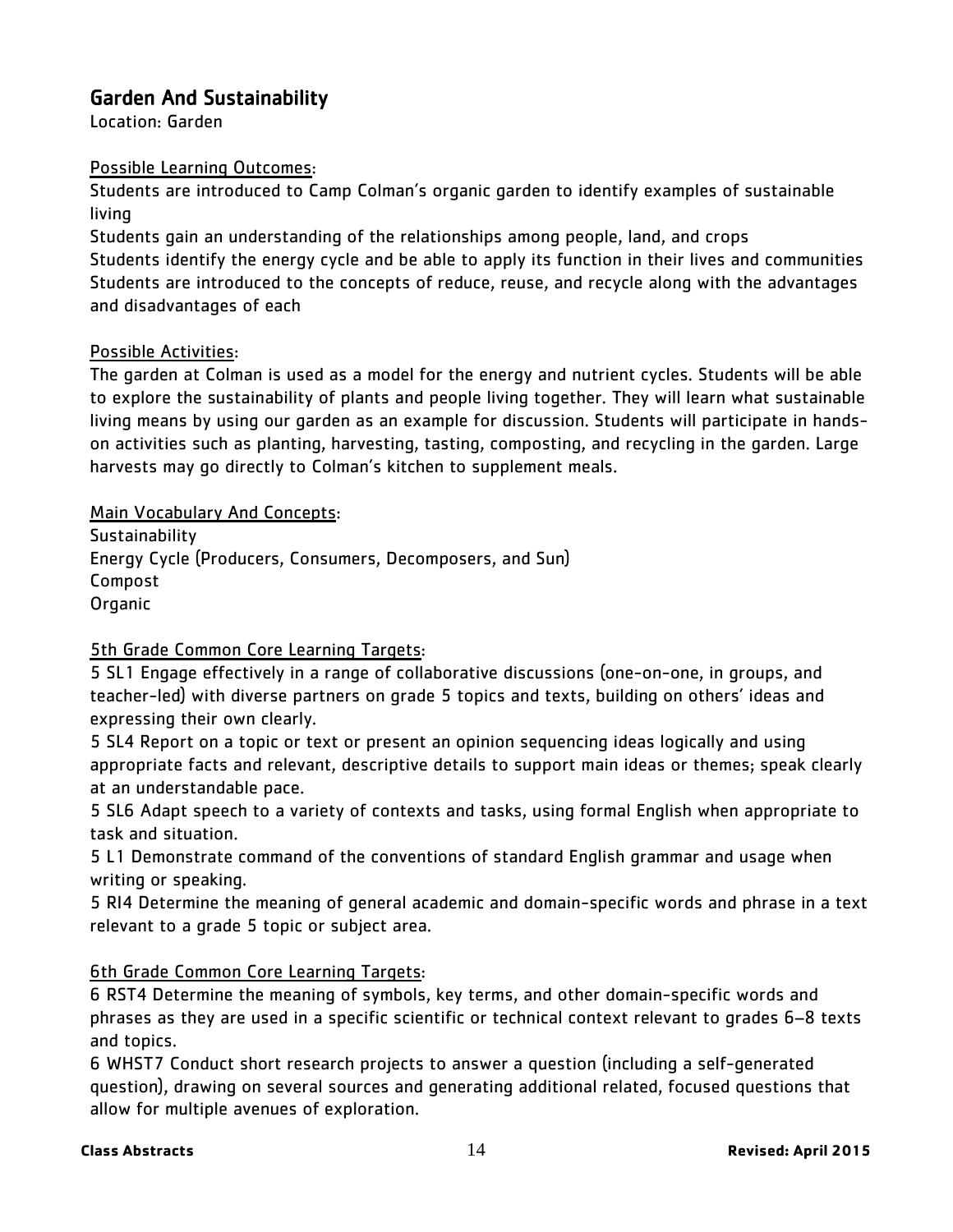## Garden And Sustainability

Location: Garden

Possible Learning Outcomes:

Students are introduced to Camp Colman's organic garden to identify examples of sustainable living

Students gain an understanding of the relationships among people, land, and crops

Students identify the energy cycle and be able to apply its function in their lives and communities

Students are introduced to the concepts of reduce, reuse, and recycle along with the advantages and disadvantages of each

Possible Activities:

The garden at Colman is used as a model for the energy and nutrient cycles. Students will be able to explore the sustainability of plants and people living together. They will learn what sustainable living means by using our garden as an example for discussion. Students will participate in hands-on activities such as planting, harvesting, tasting, composting, and recycling in the garden. Large harvests may go directly to Colman's kitchen to supplement meals.

Main Vocabulary And Concepts:

Sustainability

Energy Cycle (Producers, Consumers, Decomposers, and Sun)

Compost

Organic

5th Grade Common Core Learning Targets:

5 SL1 Engage effectively in a range of collaborative discussions (one-on-one, in groups, and teacher-led) with diverse partners on grade 5 topics and texts, building on others' ideas and expressing their own clearly.

5 SL4 Report on a topic or text or present an opinion sequencing ideas logically and using appropriate facts and relevant, descriptive details to support main ideas or themes; speak clearly at an understandable pace.

5 SL6 Adapt speech to a variety of contexts and tasks, using formal English when appropriate to task and situation.

5 L1 Demonstrate command of the conventions of standard English grammar and usage when writing or speaking.

5 RI4 Determine the meaning of general academic and domain-specific words and phrase in a text relevant to a grade 5 topic or subject area.

6th Grade Common Core Learning Targets:

6 RST4 Determine the meaning of symbols, key terms, and other domain-specific words and phrases as they are used in a specific scientific or technical context relevant to grades 6–8 texts and topics.

6 WHST7 Conduct short research projects to answer a question (including a self-generated question), drawing on several sources and generating additional related, focused questions that allow for multiple avenues of exploration.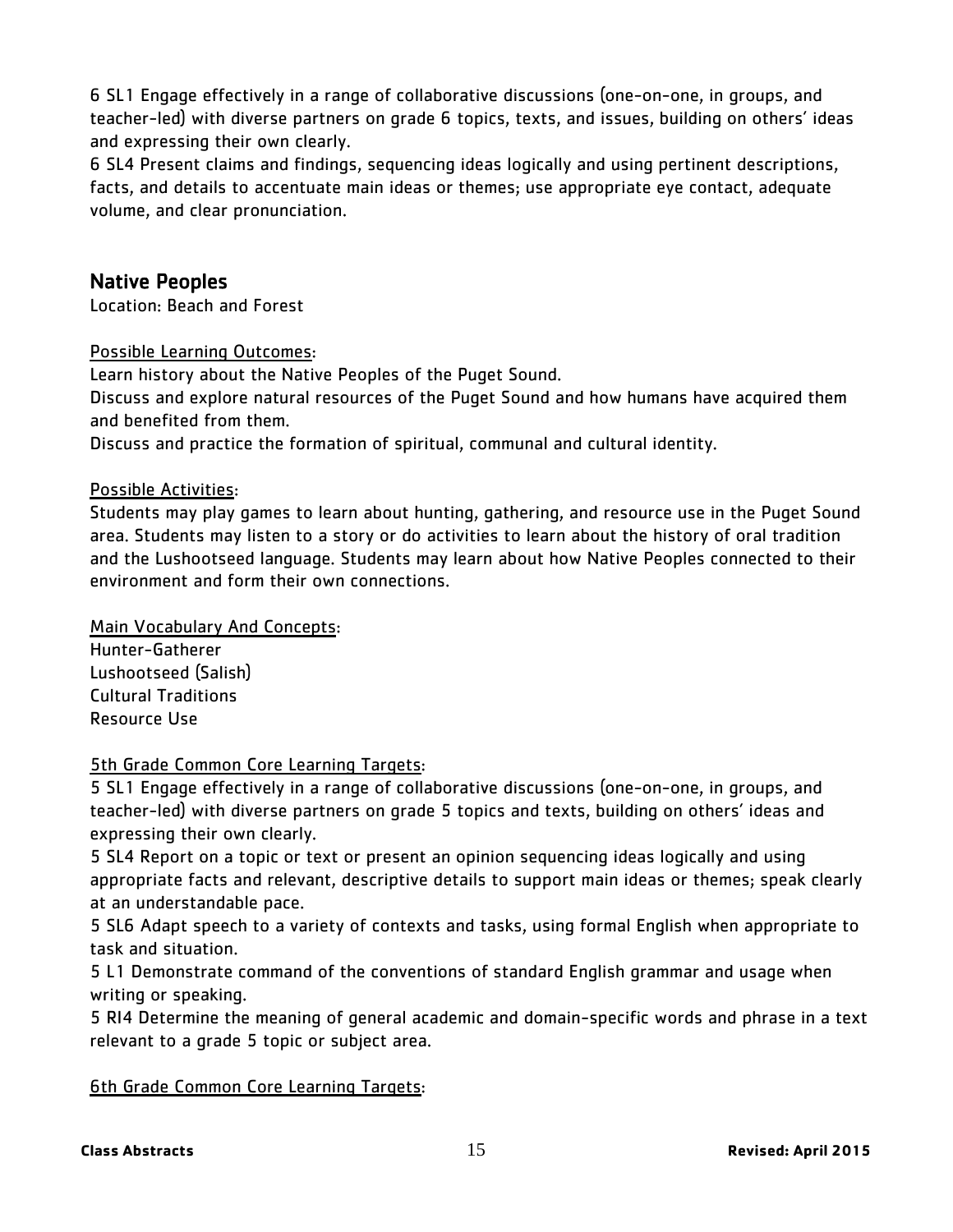6 SL1 Engage effectively in a range of collaborative discussions (one-on-one, in groups, and teacher-led) with diverse partners on grade 6 topics, texts, and issues, building on others' ideas and expressing their own clearly.
6 SL4 Present claims and findings, sequencing ideas logically and using pertinent descriptions, facts, and details to accentuate main ideas or themes; use appropriate eye contact, adequate volume, and clear pronunciation.

## Native Peoples

Location: Beach and Forest

<u>Possible Learning Outcomes</u>:
Learn history about the Native Peoples of the Puget Sound.
Discuss and explore natural resources of the Puget Sound and how humans have acquired them and benefited from them.
Discuss and practice the formation of spiritual, communal and cultural identity.

<u>Possible Activities</u>:
Students may play games to learn about hunting, gathering, and resource use in the Puget Sound area. Students may listen to a story or do activities to learn about the history of oral tradition and the Lushootseed language. Students may learn about how Native Peoples connected to their environment and form their own connections.

<u>Main Vocabulary And Concepts</u>:
Hunter-Gatherer
Lushootseed (Salish)
Cultural Traditions
Resource Use

<u>5th Grade Common Core Learning Targets</u>:
5 SL1 Engage effectively in a range of collaborative discussions (one-on-one, in groups, and teacher-led) with diverse partners on grade 5 topics and texts, building on others' ideas and expressing their own clearly.
5 SL4 Report on a topic or text or present an opinion sequencing ideas logically and using appropriate facts and relevant, descriptive details to support main ideas or themes; speak clearly at an understandable pace.
5 SL6 Adapt speech to a variety of contexts and tasks, using formal English when appropriate to task and situation.
5 L1 Demonstrate command of the conventions of standard English grammar and usage when writing or speaking.
5 RI4 Determine the meaning of general academic and domain-specific words and phrase in a text relevant to a grade 5 topic or subject area.

<u>6th Grade Common Core Learning Targets</u>: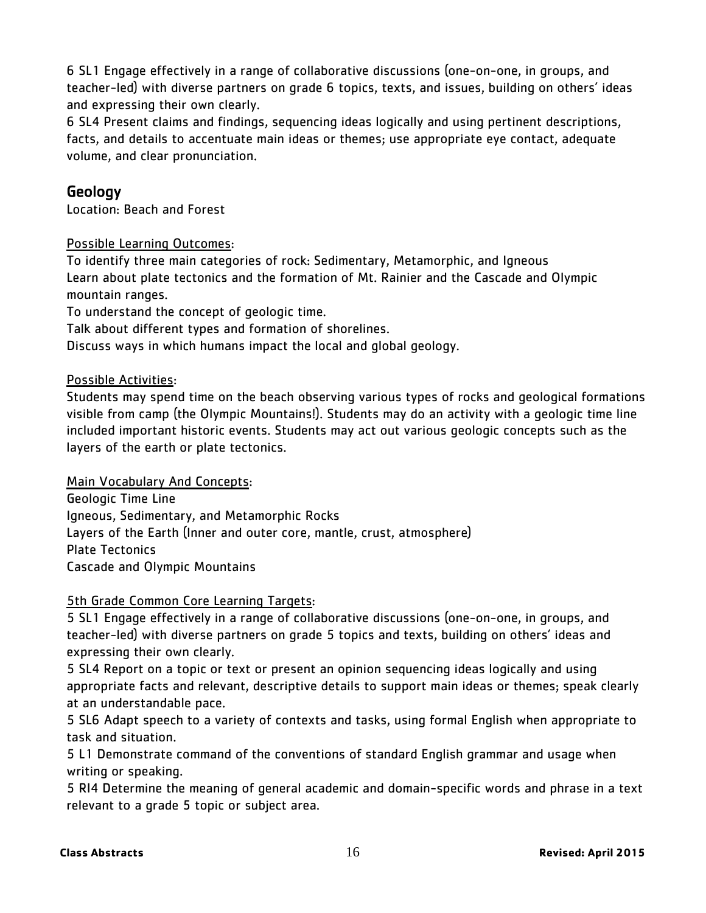6 SL1 Engage effectively in a range of collaborative discussions (one-on-one, in groups, and teacher-led) with diverse partners on grade 6 topics, texts, and issues, building on others' ideas and expressing their own clearly.
6 SL4 Present claims and findings, sequencing ideas logically and using pertinent descriptions, facts, and details to accentuate main ideas or themes; use appropriate eye contact, adequate volume, and clear pronunciation.

## Geology

Location: Beach and Forest

<u>Possible Learning Outcomes</u>:

To identify three main categories of rock: Sedimentary, Metamorphic, and Igneous
Learn about plate tectonics and the formation of Mt. Rainier and the Cascade and Olympic mountain ranges.
To understand the concept of geologic time.
Talk about different types and formation of shorelines.
Discuss ways in which humans impact the local and global geology.

<u>Possible Activities</u>:

Students may spend time on the beach observing various types of rocks and geological formations visible from camp (the Olympic Mountains!). Students may do an activity with a geologic time line included important historic events. Students may act out various geologic concepts such as the layers of the earth or plate tectonics.

<u>Main Vocabulary And Concepts</u>:

Geologic Time Line
Igneous, Sedimentary, and Metamorphic Rocks
Layers of the Earth (Inner and outer core, mantle, crust, atmosphere)
Plate Tectonics
Cascade and Olympic Mountains

<u>5th Grade Common Core Learning Targets</u>:

5 SL1 Engage effectively in a range of collaborative discussions (one-on-one, in groups, and teacher-led) with diverse partners on grade 5 topics and texts, building on others' ideas and expressing their own clearly.
5 SL4 Report on a topic or text or present an opinion sequencing ideas logically and using appropriate facts and relevant, descriptive details to support main ideas or themes; speak clearly at an understandable pace.
5 SL6 Adapt speech to a variety of contexts and tasks, using formal English when appropriate to task and situation.
5 L1 Demonstrate command of the conventions of standard English grammar and usage when writing or speaking.
5 RI4 Determine the meaning of general academic and domain-specific words and phrase in a text relevant to a grade 5 topic or subject area.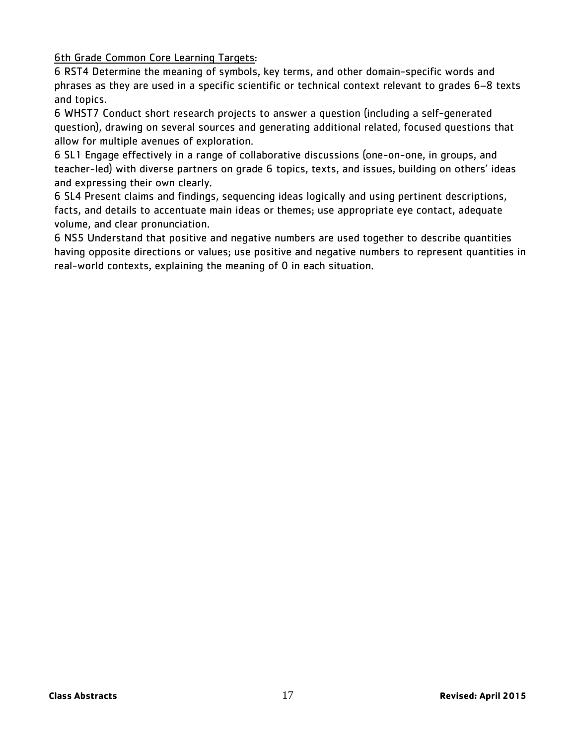<u>6th Grade Common Core Learning Targets</u>:

6 RST4 Determine the meaning of symbols, key terms, and other domain-specific words and phrases as they are used in a specific scientific or technical context relevant to grades 6–8 texts and topics.

6 WHST7 Conduct short research projects to answer a question (including a self-generated question), drawing on several sources and generating additional related, focused questions that allow for multiple avenues of exploration.

6 SL1 Engage effectively in a range of collaborative discussions (one-on-one, in groups, and teacher-led) with diverse partners on grade 6 topics, texts, and issues, building on others' ideas and expressing their own clearly.

6 SL4 Present claims and findings, sequencing ideas logically and using pertinent descriptions, facts, and details to accentuate main ideas or themes; use appropriate eye contact, adequate volume, and clear pronunciation.

6 NS5 Understand that positive and negative numbers are used together to describe quantities having opposite directions or values; use positive and negative numbers to represent quantities in real-world contexts, explaining the meaning of 0 in each situation.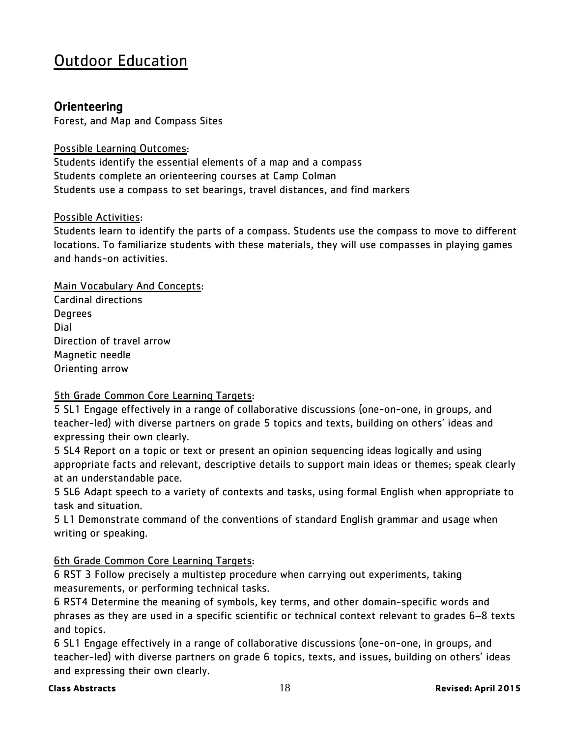# Outdoor Education

## Orienteering

Forest, and Map and Compass Sites

Possible Learning Outcomes:
Students identify the essential elements of a map and a compass
Students complete an orienteering courses at Camp Colman
Students use a compass to set bearings, travel distances, and find markers

Possible Activities:
Students learn to identify the parts of a compass. Students use the compass to move to different locations. To familiarize students with these materials, they will use compasses in playing games and hands-on activities.

Main Vocabulary And Concepts:
Cardinal directions
Degrees
Dial
Direction of travel arrow
Magnetic needle
Orienting arrow

5th Grade Common Core Learning Targets:
5 SL1 Engage effectively in a range of collaborative discussions (one-on-one, in groups, and teacher-led) with diverse partners on grade 5 topics and texts, building on others' ideas and expressing their own clearly.
5 SL4 Report on a topic or text or present an opinion sequencing ideas logically and using appropriate facts and relevant, descriptive details to support main ideas or themes; speak clearly at an understandable pace.
5 SL6 Adapt speech to a variety of contexts and tasks, using formal English when appropriate to task and situation.
5 L1 Demonstrate command of the conventions of standard English grammar and usage when writing or speaking.

6th Grade Common Core Learning Targets:
6 RST 3 Follow precisely a multistep procedure when carrying out experiments, taking measurements, or performing technical tasks.
6 RST4 Determine the meaning of symbols, key terms, and other domain-specific words and phrases as they are used in a specific scientific or technical context relevant to grades 6–8 texts and topics.
6 SL1 Engage effectively in a range of collaborative discussions (one-on-one, in groups, and teacher-led) with diverse partners on grade 6 topics, texts, and issues, building on others' ideas and expressing their own clearly.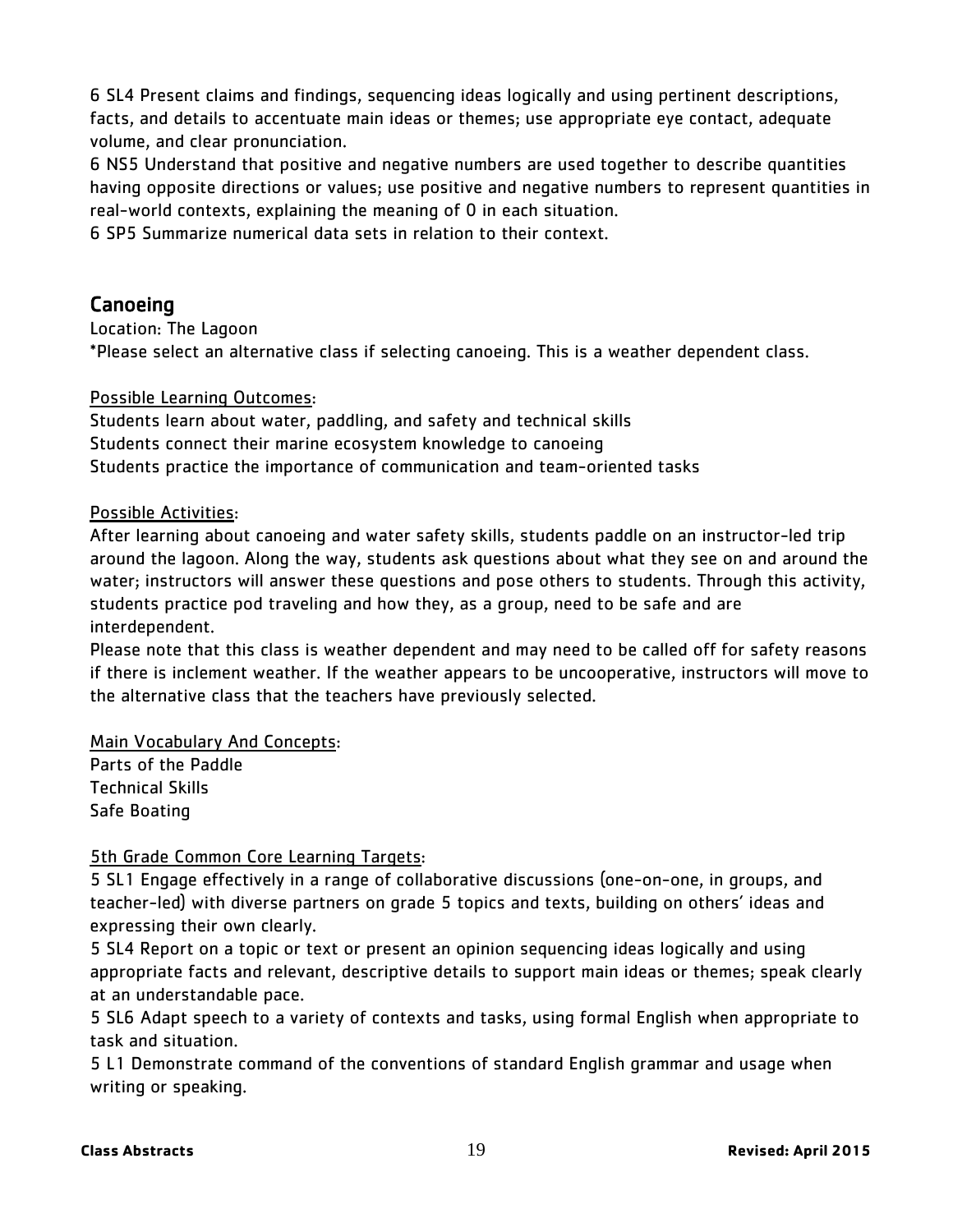6 SL4 Present claims and findings, sequencing ideas logically and using pertinent descriptions, facts, and details to accentuate main ideas or themes; use appropriate eye contact, adequate volume, and clear pronunciation.
6 NS5 Understand that positive and negative numbers are used together to describe quantities having opposite directions or values; use positive and negative numbers to represent quantities in real-world contexts, explaining the meaning of 0 in each situation.
6 SP5 Summarize numerical data sets in relation to their context.

## Canoeing

Location: The Lagoon
*Please select an alternative class if selecting canoeing. This is a weather dependent class.

Possible Learning Outcomes:
Students learn about water, paddling, and safety and technical skills
Students connect their marine ecosystem knowledge to canoeing
Students practice the importance of communication and team-oriented tasks

Possible Activities:
After learning about canoeing and water safety skills, students paddle on an instructor-led trip around the lagoon. Along the way, students ask questions about what they see on and around the water; instructors will answer these questions and pose others to students. Through this activity, students practice pod traveling and how they, as a group, need to be safe and are interdependent.
Please note that this class is weather dependent and may need to be called off for safety reasons if there is inclement weather. If the weather appears to be uncooperative, instructors will move to the alternative class that the teachers have previously selected.

Main Vocabulary And Concepts:
Parts of the Paddle
Technical Skills
Safe Boating

5th Grade Common Core Learning Targets:
5 SL1 Engage effectively in a range of collaborative discussions (one-on-one, in groups, and teacher-led) with diverse partners on grade 5 topics and texts, building on others' ideas and expressing their own clearly.
5 SL4 Report on a topic or text or present an opinion sequencing ideas logically and using appropriate facts and relevant, descriptive details to support main ideas or themes; speak clearly at an understandable pace.
5 SL6 Adapt speech to a variety of contexts and tasks, using formal English when appropriate to task and situation.
5 L1 Demonstrate command of the conventions of standard English grammar and usage when writing or speaking.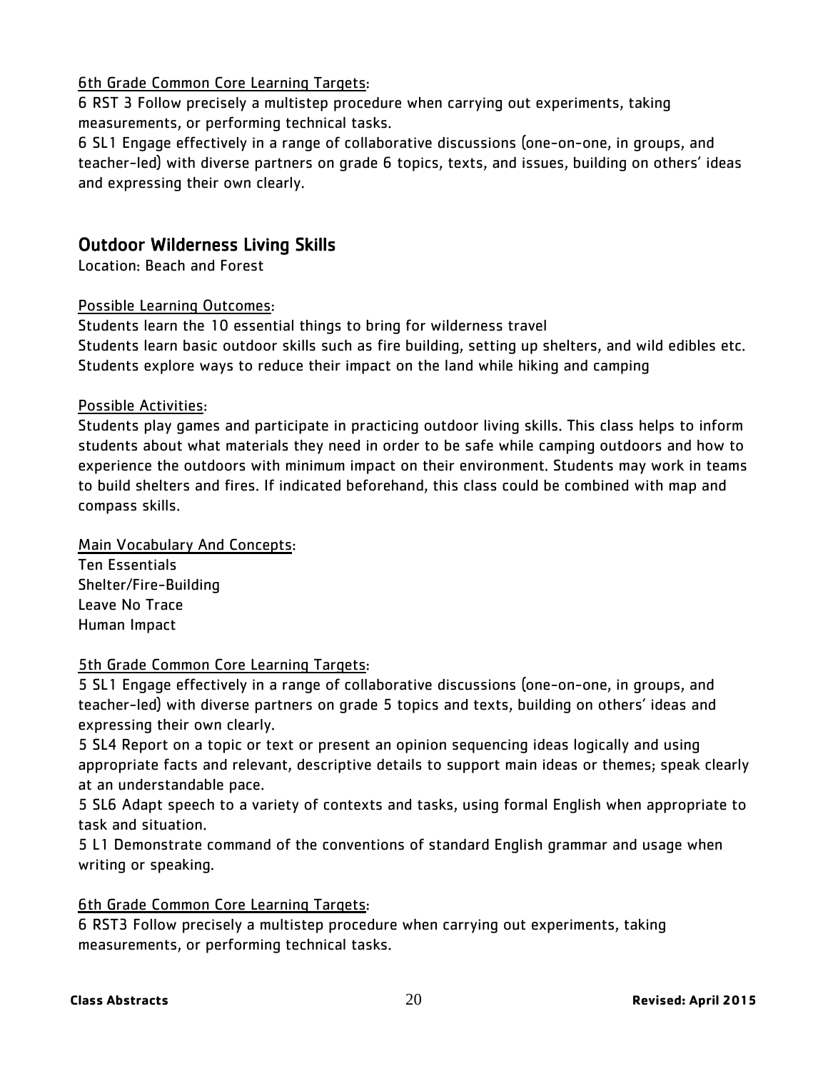6th Grade Common Core Learning Targets:

6 RST 3 Follow precisely a multistep procedure when carrying out experiments, taking measurements, or performing technical tasks.
6 SL1 Engage effectively in a range of collaborative discussions (one-on-one, in groups, and teacher-led) with diverse partners on grade 6 topics, texts, and issues, building on others' ideas and expressing their own clearly.

## Outdoor Wilderness Living Skills

Location: Beach and Forest

Possible Learning Outcomes:

Students learn the 10 essential things to bring for wilderness travel
Students learn basic outdoor skills such as fire building, setting up shelters, and wild edibles etc.
Students explore ways to reduce their impact on the land while hiking and camping

Possible Activities:

Students play games and participate in practicing outdoor living skills. This class helps to inform students about what materials they need in order to be safe while camping outdoors and how to experience the outdoors with minimum impact on their environment. Students may work in teams to build shelters and fires. If indicated beforehand, this class could be combined with map and compass skills.

Main Vocabulary And Concepts:

Ten Essentials
Shelter/Fire-Building
Leave No Trace
Human Impact

5th Grade Common Core Learning Targets:

5 SL1 Engage effectively in a range of collaborative discussions (one-on-one, in groups, and teacher-led) with diverse partners on grade 5 topics and texts, building on others' ideas and expressing their own clearly.
5 SL4 Report on a topic or text or present an opinion sequencing ideas logically and using appropriate facts and relevant, descriptive details to support main ideas or themes; speak clearly at an understandable pace.
5 SL6 Adapt speech to a variety of contexts and tasks, using formal English when appropriate to task and situation.
5 L1 Demonstrate command of the conventions of standard English grammar and usage when writing or speaking.

6th Grade Common Core Learning Targets:

6 RST3 Follow precisely a multistep procedure when carrying out experiments, taking measurements, or performing technical tasks.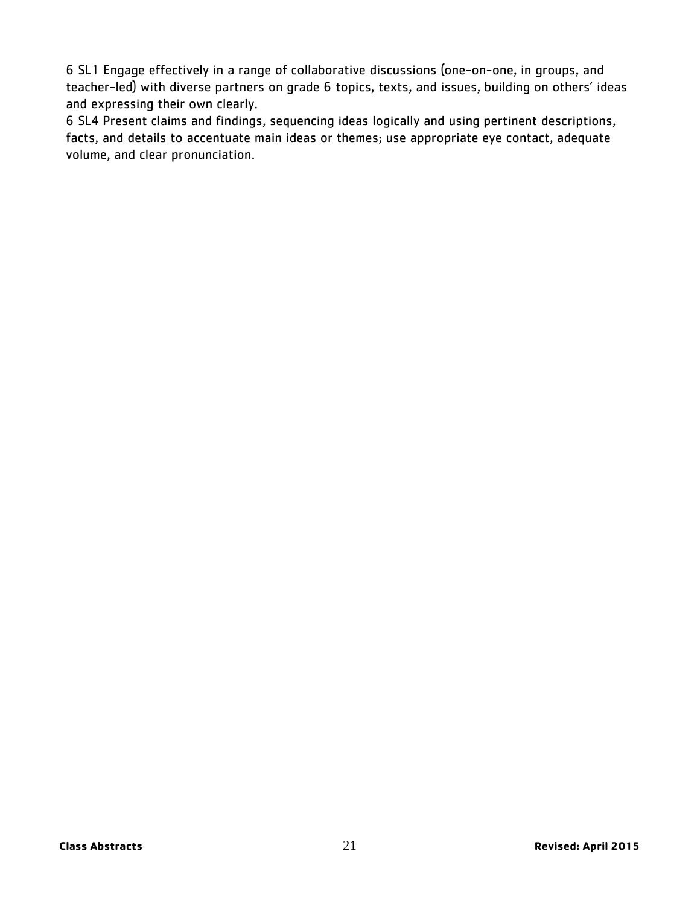6 SL1 Engage effectively in a range of collaborative discussions (one-on-one, in groups, and teacher-led) with diverse partners on grade 6 topics, texts, and issues, building on others' ideas and expressing their own clearly.

6 SL4 Present claims and findings, sequencing ideas logically and using pertinent descriptions, facts, and details to accentuate main ideas or themes; use appropriate eye contact, adequate volume, and clear pronunciation.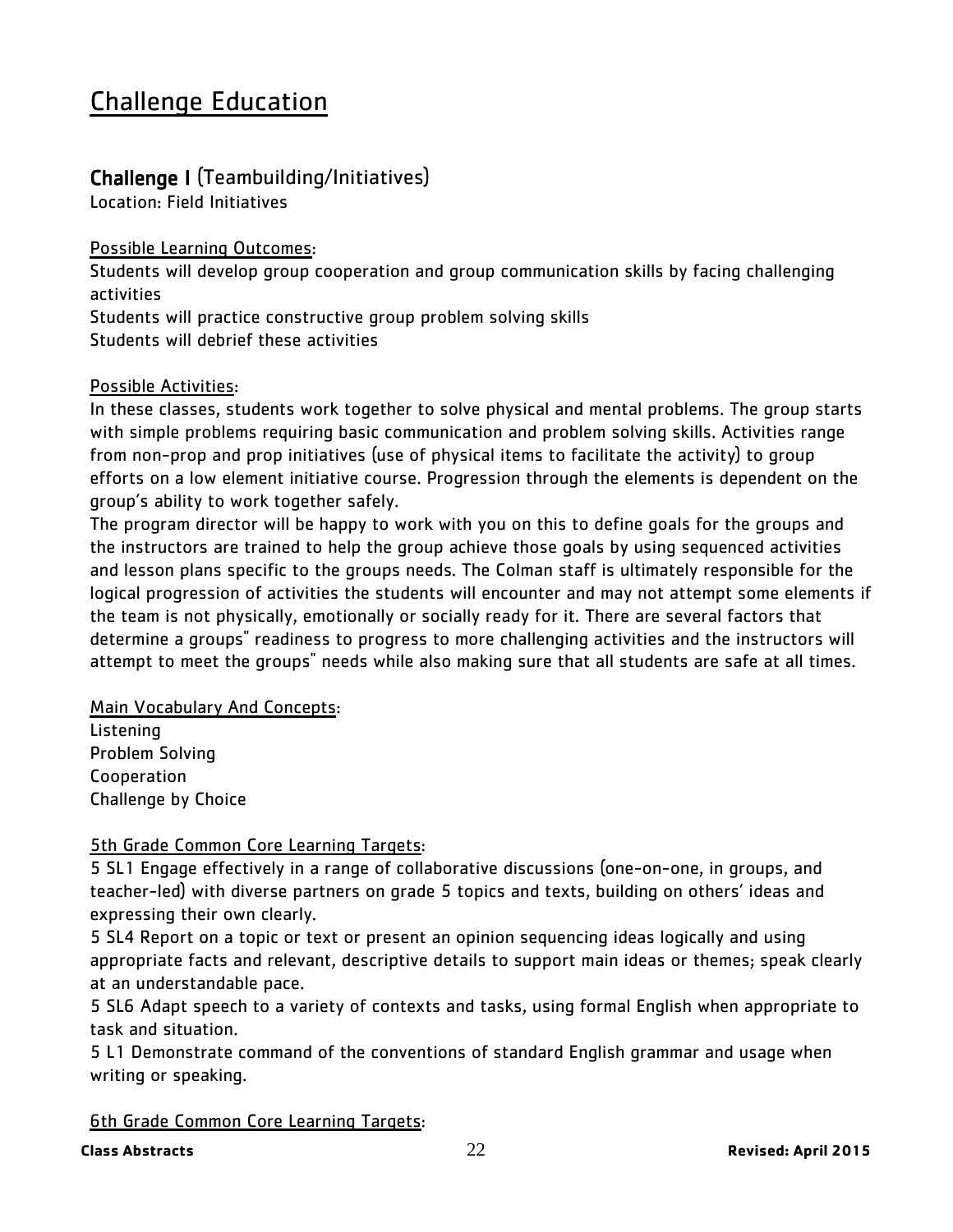# Challenge Education

## Challenge I (Teambuilding/Initiatives)

Location: Field Initiatives

Possible Learning Outcomes:

Students will develop group cooperation and group communication skills by facing challenging activities
Students will practice constructive group problem solving skills
Students will debrief these activities

Possible Activities:

In these classes, students work together to solve physical and mental problems. The group starts with simple problems requiring basic communication and problem solving skills. Activities range from non-prop and prop initiatives (use of physical items to facilitate the activity) to group efforts on a low element initiative course. Progression through the elements is dependent on the group's ability to work together safely.
The program director will be happy to work with you on this to define goals for the groups and the instructors are trained to help the group achieve those goals by using sequenced activities and lesson plans specific to the groups needs. The Colman staff is ultimately responsible for the logical progression of activities the students will encounter and may not attempt some elements if the team is not physically, emotionally or socially ready for it. There are several factors that determine a groups" readiness to progress to more challenging activities and the instructors will attempt to meet the groups" needs while also making sure that all students are safe at all times.

Main Vocabulary And Concepts:

Listening
Problem Solving
Cooperation
Challenge by Choice

5th Grade Common Core Learning Targets:

5 SL1 Engage effectively in a range of collaborative discussions (one-on-one, in groups, and teacher-led) with diverse partners on grade 5 topics and texts, building on others' ideas and expressing their own clearly.
5 SL4 Report on a topic or text or present an opinion sequencing ideas logically and using appropriate facts and relevant, descriptive details to support main ideas or themes; speak clearly at an understandable pace.
5 SL6 Adapt speech to a variety of contexts and tasks, using formal English when appropriate to task and situation.
5 L1 Demonstrate command of the conventions of standard English grammar and usage when writing or speaking.

6th Grade Common Core Learning Targets: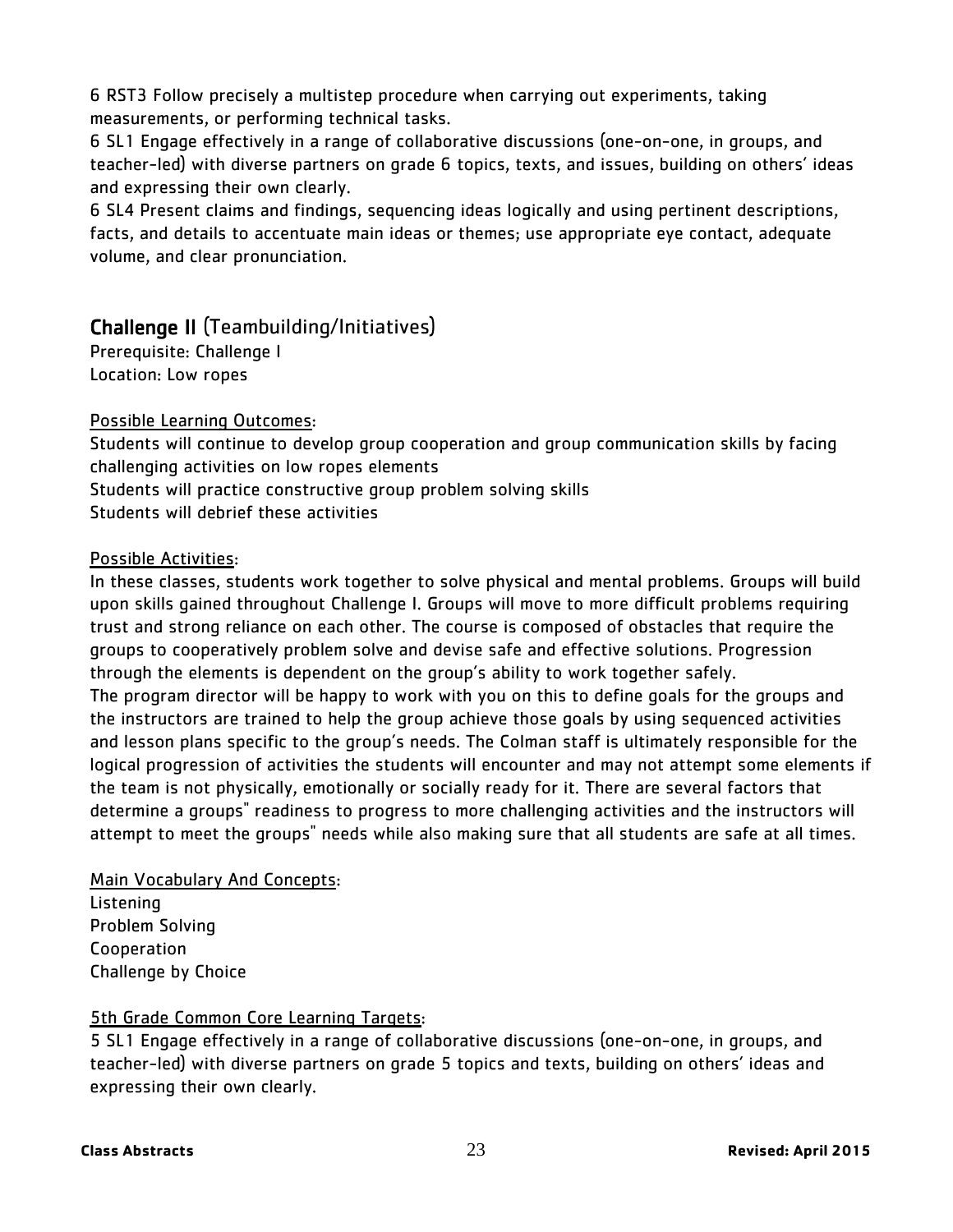6 RST3 Follow precisely a multistep procedure when carrying out experiments, taking measurements, or performing technical tasks.
6 SL1 Engage effectively in a range of collaborative discussions (one-on-one, in groups, and teacher-led) with diverse partners on grade 6 topics, texts, and issues, building on others' ideas and expressing their own clearly.
6 SL4 Present claims and findings, sequencing ideas logically and using pertinent descriptions, facts, and details to accentuate main ideas or themes; use appropriate eye contact, adequate volume, and clear pronunciation.

## **Challenge II** (Teambuilding/Initiatives)

Prerequisite: Challenge I
Location: Low ropes

Possible Learning Outcomes:
Students will continue to develop group cooperation and group communication skills by facing challenging activities on low ropes elements
Students will practice constructive group problem solving skills
Students will debrief these activities

Possible Activities:
In these classes, students work together to solve physical and mental problems. Groups will build upon skills gained throughout Challenge I. Groups will move to more difficult problems requiring trust and strong reliance on each other. The course is composed of obstacles that require the groups to cooperatively problem solve and devise safe and effective solutions. Progression through the elements is dependent on the group's ability to work together safely.
The program director will be happy to work with you on this to define goals for the groups and the instructors are trained to help the group achieve those goals by using sequenced activities and lesson plans specific to the group's needs. The Colman staff is ultimately responsible for the logical progression of activities the students will encounter and may not attempt some elements if the team is not physically, emotionally or socially ready for it. There are several factors that determine a groups" readiness to progress to more challenging activities and the instructors will attempt to meet the groups" needs while also making sure that all students are safe at all times.

Main Vocabulary And Concepts:
Listening
Problem Solving
Cooperation
Challenge by Choice

5th Grade Common Core Learning Targets:
5 SL1 Engage effectively in a range of collaborative discussions (one-on-one, in groups, and teacher-led) with diverse partners on grade 5 topics and texts, building on others' ideas and expressing their own clearly.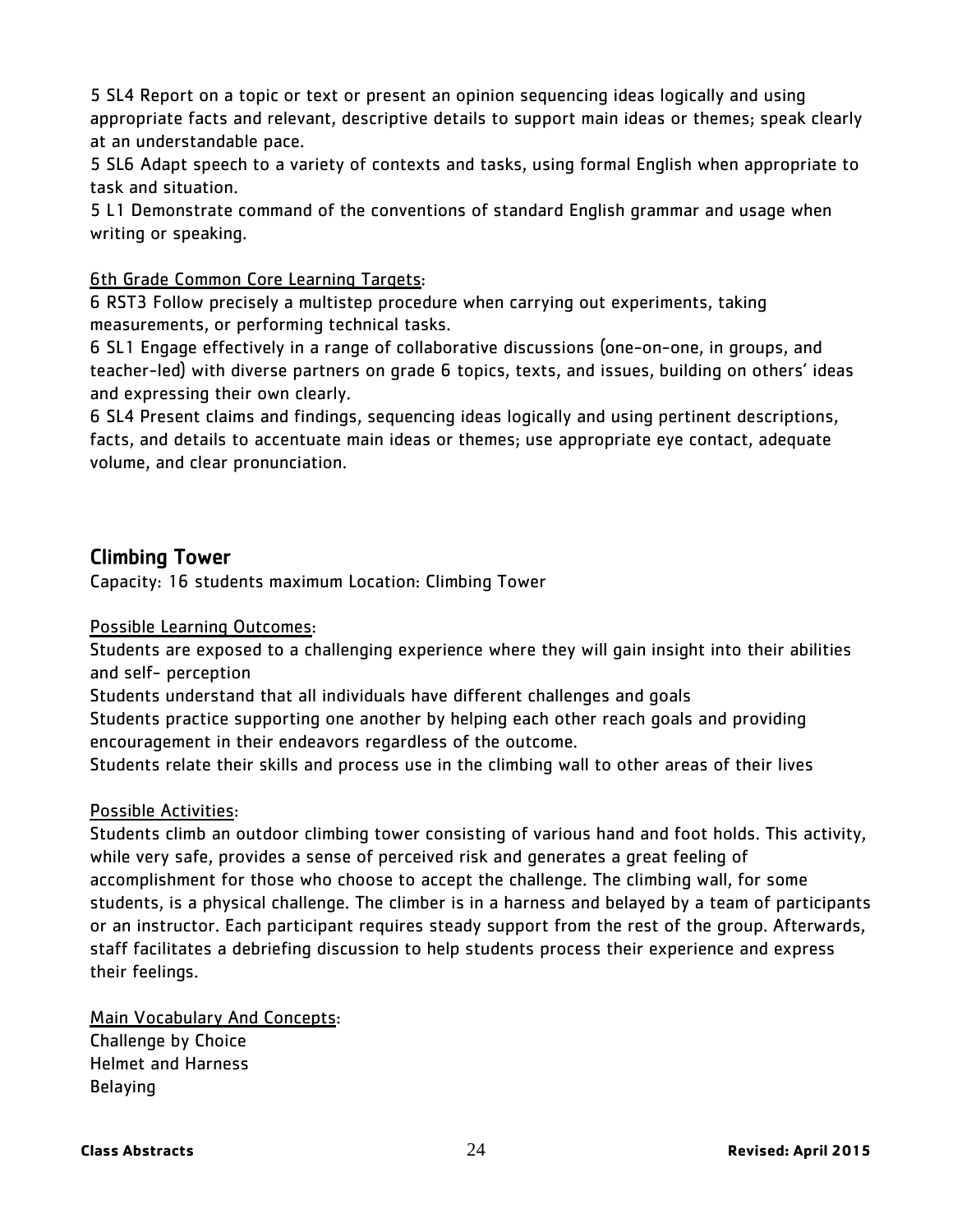5 SL4 Report on a topic or text or present an opinion sequencing ideas logically and using appropriate facts and relevant, descriptive details to support main ideas or themes; speak clearly at an understandable pace.
5 SL6 Adapt speech to a variety of contexts and tasks, using formal English when appropriate to task and situation.
5 L1 Demonstrate command of the conventions of standard English grammar and usage when writing or speaking.

<u>6th Grade Common Core Learning Targets</u>:
6 RST3 Follow precisely a multistep procedure when carrying out experiments, taking measurements, or performing technical tasks.
6 SL1 Engage effectively in a range of collaborative discussions (one-on-one, in groups, and teacher-led) with diverse partners on grade 6 topics, texts, and issues, building on others' ideas and expressing their own clearly.
6 SL4 Present claims and findings, sequencing ideas logically and using pertinent descriptions, facts, and details to accentuate main ideas or themes; use appropriate eye contact, adequate volume, and clear pronunciation.

## Climbing Tower

Capacity: 16 students maximum Location: Climbing Tower

<u>Possible Learning Outcomes</u>:
Students are exposed to a challenging experience where they will gain insight into their abilities and self- perception
Students understand that all individuals have different challenges and goals
Students practice supporting one another by helping each other reach goals and providing encouragement in their endeavors regardless of the outcome.
Students relate their skills and process use in the climbing wall to other areas of their lives

<u>Possible Activities</u>:
Students climb an outdoor climbing tower consisting of various hand and foot holds. This activity, while very safe, provides a sense of perceived risk and generates a great feeling of accomplishment for those who choose to accept the challenge. The climbing wall, for some students, is a physical challenge. The climber is in a harness and belayed by a team of participants or an instructor. Each participant requires steady support from the rest of the group. Afterwards, staff facilitates a debriefing discussion to help students process their experience and express their feelings.

<u>Main Vocabulary And Concepts</u>:
Challenge by Choice
Helmet and Harness
Belaying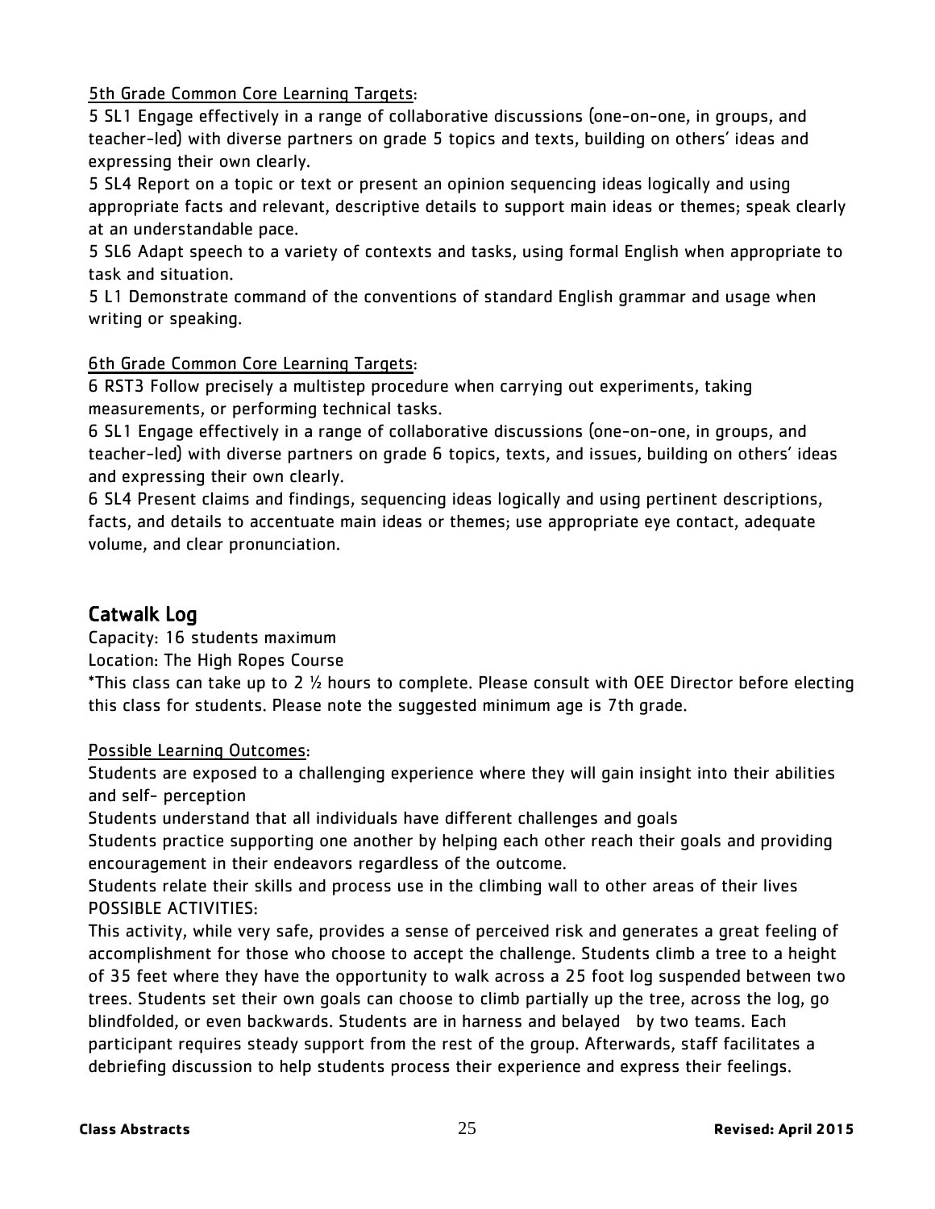5th Grade Common Core Learning Targets:

5 SL1 Engage effectively in a range of collaborative discussions (one-on-one, in groups, and teacher-led) with diverse partners on grade 5 topics and texts, building on others' ideas and expressing their own clearly.

5 SL4 Report on a topic or text or present an opinion sequencing ideas logically and using appropriate facts and relevant, descriptive details to support main ideas or themes; speak clearly at an understandable pace.

5 SL6 Adapt speech to a variety of contexts and tasks, using formal English when appropriate to task and situation.

5 L1 Demonstrate command of the conventions of standard English grammar and usage when writing or speaking.

6th Grade Common Core Learning Targets:

6 RST3 Follow precisely a multistep procedure when carrying out experiments, taking measurements, or performing technical tasks.

6 SL1 Engage effectively in a range of collaborative discussions (one-on-one, in groups, and teacher-led) with diverse partners on grade 6 topics, texts, and issues, building on others' ideas and expressing their own clearly.

6 SL4 Present claims and findings, sequencing ideas logically and using pertinent descriptions, facts, and details to accentuate main ideas or themes; use appropriate eye contact, adequate volume, and clear pronunciation.

## Catwalk Log

Capacity: 16 students maximum

Location: The High Ropes Course

*This class can take up to 2 ½ hours to complete. Please consult with OEE Director before electing this class for students. Please note the suggested minimum age is 7th grade.

Possible Learning Outcomes:

Students are exposed to a challenging experience where they will gain insight into their abilities and self- perception

Students understand that all individuals have different challenges and goals

Students practice supporting one another by helping each other reach their goals and providing encouragement in their endeavors regardless of the outcome.

Students relate their skills and process use in the climbing wall to other areas of their lives

POSSIBLE ACTIVITIES:

This activity, while very safe, provides a sense of perceived risk and generates a great feeling of accomplishment for those who choose to accept the challenge. Students climb a tree to a height of 35 feet where they have the opportunity to walk across a 25 foot log suspended between two trees. Students set their own goals can choose to climb partially up the tree, across the log, go blindfolded, or even backwards. Students are in harness and belayed by two teams. Each participant requires steady support from the rest of the group. Afterwards, staff facilitates a debriefing discussion to help students process their experience and express their feelings.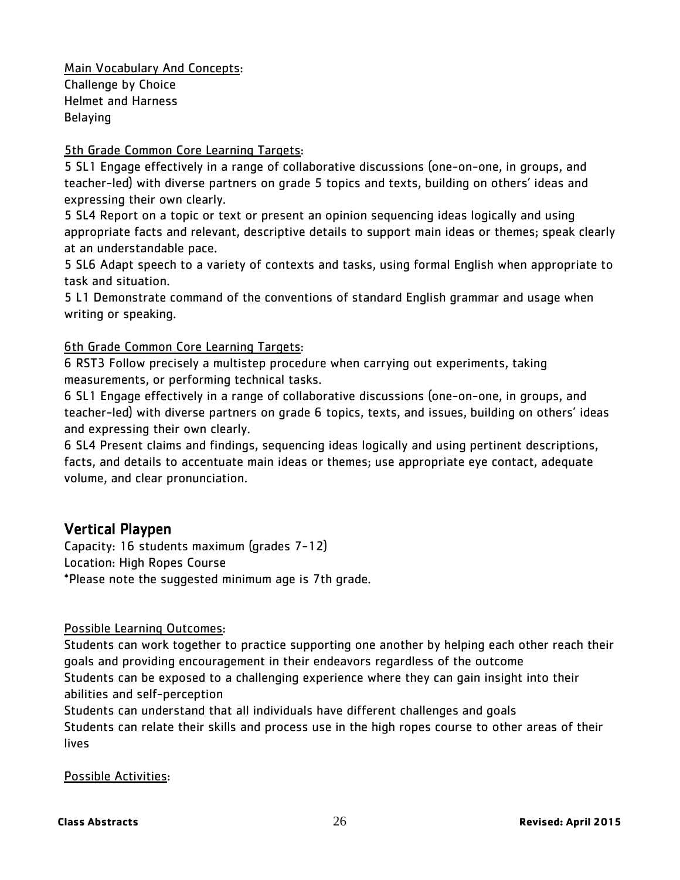<u>Main Vocabulary And Concepts</u>:
Challenge by Choice
Helmet and Harness
Belaying

<u>5th Grade Common Core Learning Targets</u>:
5 SL1 Engage effectively in a range of collaborative discussions (one-on-one, in groups, and teacher-led) with diverse partners on grade 5 topics and texts, building on others' ideas and expressing their own clearly.
5 SL4 Report on a topic or text or present an opinion sequencing ideas logically and using appropriate facts and relevant, descriptive details to support main ideas or themes; speak clearly at an understandable pace.
5 SL6 Adapt speech to a variety of contexts and tasks, using formal English when appropriate to task and situation.
5 L1 Demonstrate command of the conventions of standard English grammar and usage when writing or speaking.

<u>6th Grade Common Core Learning Targets</u>:
6 RST3 Follow precisely a multistep procedure when carrying out experiments, taking measurements, or performing technical tasks.
6 SL1 Engage effectively in a range of collaborative discussions (one-on-one, in groups, and teacher-led) with diverse partners on grade 6 topics, texts, and issues, building on others' ideas and expressing their own clearly.
6 SL4 Present claims and findings, sequencing ideas logically and using pertinent descriptions, facts, and details to accentuate main ideas or themes; use appropriate eye contact, adequate volume, and clear pronunciation.

## Vertical Playpen

Capacity: 16 students maximum (grades 7-12)
Location: High Ropes Course
*Please note the suggested minimum age is 7th grade.

<u>Possible Learning Outcomes</u>:
Students can work together to practice supporting one another by helping each other reach their goals and providing encouragement in their endeavors regardless of the outcome
Students can be exposed to a challenging experience where they can gain insight into their abilities and self-perception
Students can understand that all individuals have different challenges and goals
Students can relate their skills and process use in the high ropes course to other areas of their lives

<u>Possible Activities</u>: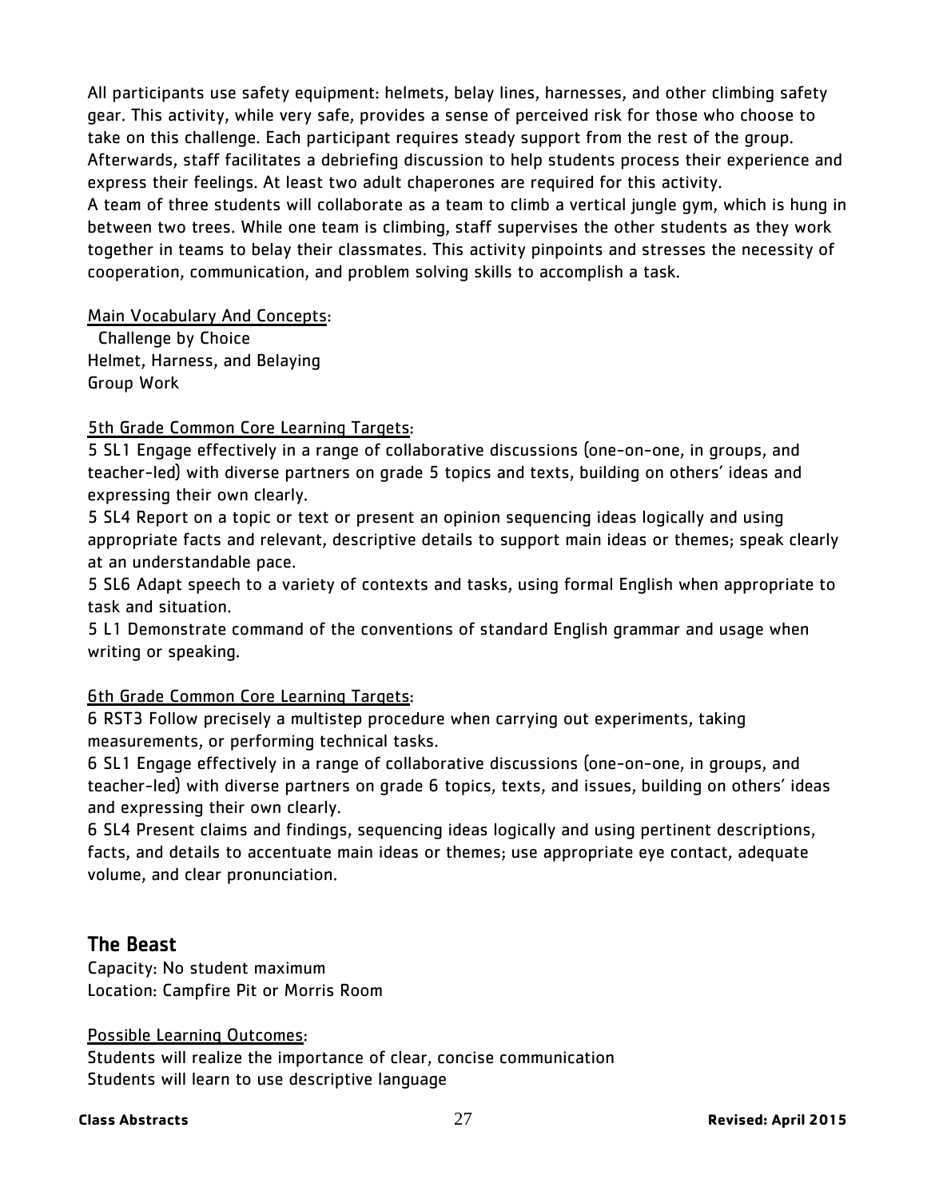All participants use safety equipment: helmets, belay lines, harnesses, and other climbing safety gear. This activity, while very safe, provides a sense of perceived risk for those who choose to take on this challenge. Each participant requires steady support from the rest of the group. Afterwards, staff facilitates a debriefing discussion to help students process their experience and express their feelings. At least two adult chaperones are required for this activity.
A team of three students will collaborate as a team to climb a vertical jungle gym, which is hung in between two trees. While one team is climbing, staff supervises the other students as they work together in teams to belay their classmates. This activity pinpoints and stresses the necessity of cooperation, communication, and problem solving skills to accomplish a task.

<u>Main Vocabulary And Concepts</u>:
Challenge by Choice
Helmet, Harness, and Belaying
Group Work

<u>5th Grade Common Core Learning Targets</u>:
5 SL1 Engage effectively in a range of collaborative discussions (one-on-one, in groups, and teacher-led) with diverse partners on grade 5 topics and texts, building on others' ideas and expressing their own clearly.
5 SL4 Report on a topic or text or present an opinion sequencing ideas logically and using appropriate facts and relevant, descriptive details to support main ideas or themes; speak clearly at an understandable pace.
5 SL6 Adapt speech to a variety of contexts and tasks, using formal English when appropriate to task and situation.
5 L1 Demonstrate command of the conventions of standard English grammar and usage when writing or speaking.

<u>6th Grade Common Core Learning Targets</u>:
6 RST3 Follow precisely a multistep procedure when carrying out experiments, taking measurements, or performing technical tasks.
6 SL1 Engage effectively in a range of collaborative discussions (one-on-one, in groups, and teacher-led) with diverse partners on grade 6 topics, texts, and issues, building on others' ideas and expressing their own clearly.
6 SL4 Present claims and findings, sequencing ideas logically and using pertinent descriptions, facts, and details to accentuate main ideas or themes; use appropriate eye contact, adequate volume, and clear pronunciation.

## The Beast

Capacity: No student maximum
Location: Campfire Pit or Morris Room

<u>Possible Learning Outcomes</u>:
Students will realize the importance of clear, concise communication
Students will learn to use descriptive language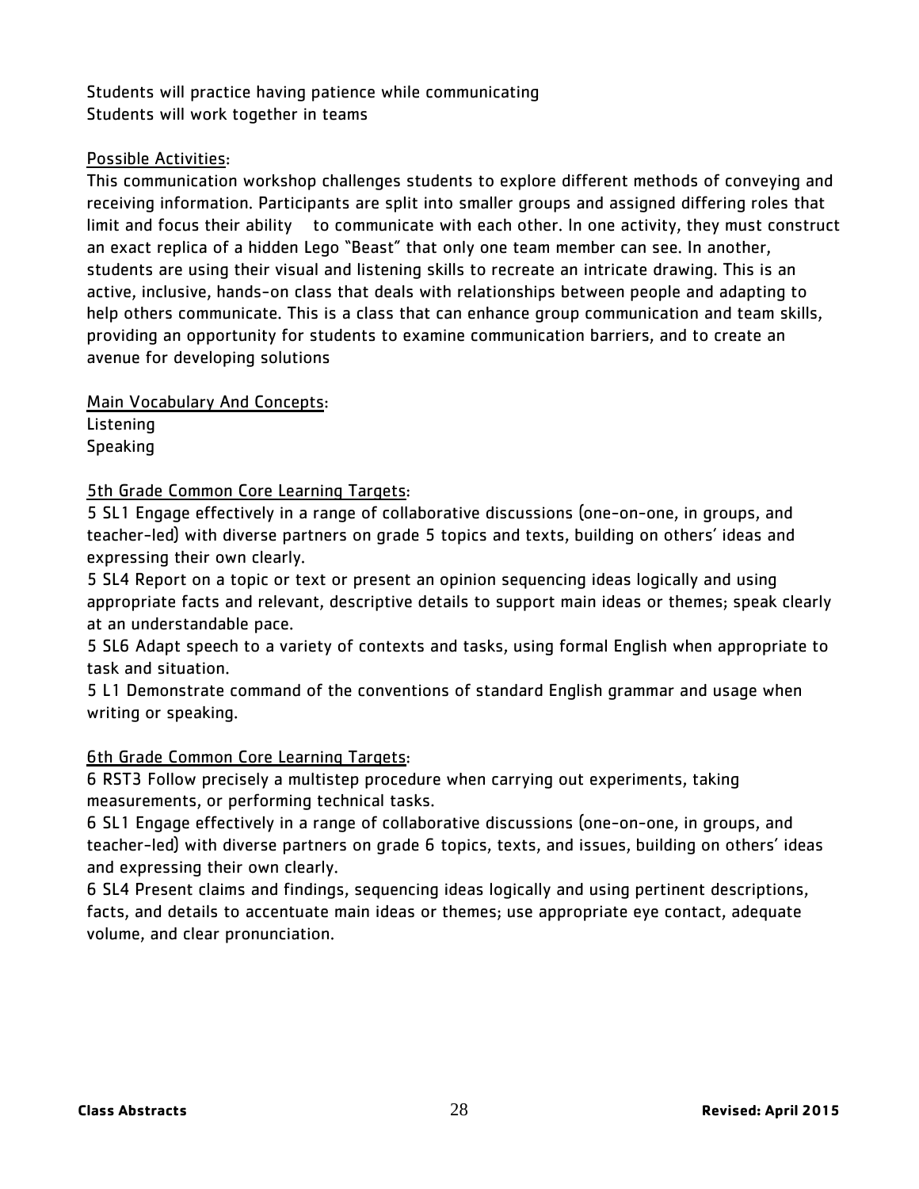Students will practice having patience while communicating
Students will work together in teams

<u>Possible Activities</u>:
This communication workshop challenges students to explore different methods of conveying and receiving information. Participants are split into smaller groups and assigned differing roles that limit and focus their ability to communicate with each other. In one activity, they must construct an exact replica of a hidden Lego "Beast" that only one team member can see. In another, students are using their visual and listening skills to recreate an intricate drawing. This is an active, inclusive, hands-on class that deals with relationships between people and adapting to help others communicate. This is a class that can enhance group communication and team skills, providing an opportunity for students to examine communication barriers, and to create an avenue for developing solutions

<u>Main Vocabulary And Concepts</u>:
Listening
Speaking

<u>5th Grade Common Core Learning Targets</u>:
5 SL1 Engage effectively in a range of collaborative discussions (one-on-one, in groups, and teacher-led) with diverse partners on grade 5 topics and texts, building on others' ideas and expressing their own clearly.
5 SL4 Report on a topic or text or present an opinion sequencing ideas logically and using appropriate facts and relevant, descriptive details to support main ideas or themes; speak clearly at an understandable pace.
5 SL6 Adapt speech to a variety of contexts and tasks, using formal English when appropriate to task and situation.
5 L1 Demonstrate command of the conventions of standard English grammar and usage when writing or speaking.

<u>6th Grade Common Core Learning Targets</u>:
6 RST3 Follow precisely a multistep procedure when carrying out experiments, taking measurements, or performing technical tasks.
6 SL1 Engage effectively in a range of collaborative discussions (one-on-one, in groups, and teacher-led) with diverse partners on grade 6 topics, texts, and issues, building on others' ideas and expressing their own clearly.
6 SL4 Present claims and findings, sequencing ideas logically and using pertinent descriptions, facts, and details to accentuate main ideas or themes; use appropriate eye contact, adequate volume, and clear pronunciation.